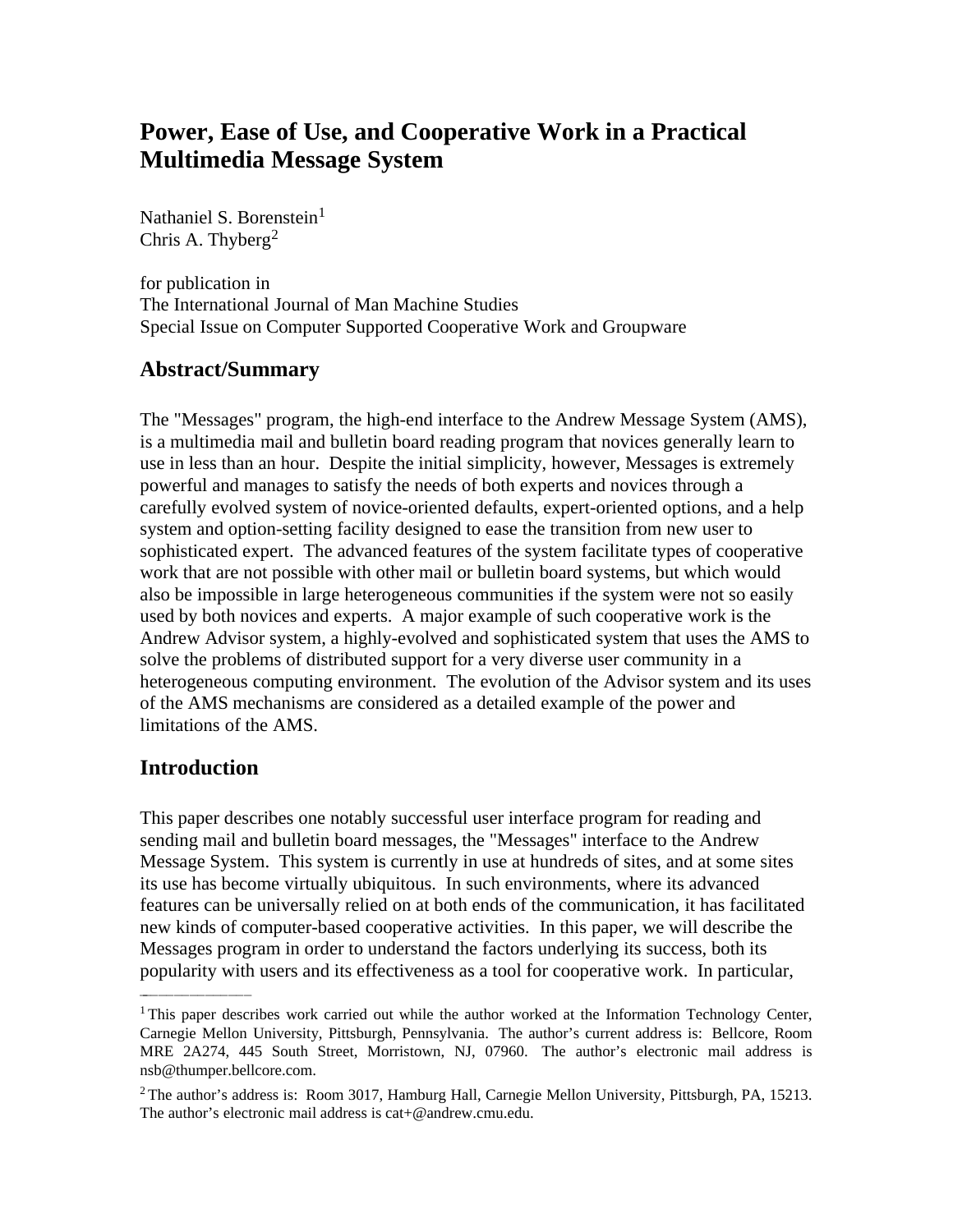# Power, Ease of Use, and Cooperative Work in a Practical Multimedia Message System

Nathaniel S. Borenstein[1]
Chris A. Thyberg[2]

for publication in
The International Journal of Man Machine Studies
Special Issue on Computer Supported Cooperative Work and Groupware

## Abstract/Summary

The "Messages" program, the high-end interface to the Andrew Message System (AMS), is a multimedia mail and bulletin board reading program that novices generally learn to use in less than an hour. Despite the initial simplicity, however, Messages is extremely powerful and manages to satisfy the needs of both experts and novices through a carefully evolved system of novice-oriented defaults, expert-oriented options, and a help system and option-setting facility designed to ease the transition from new user to sophisticated expert. The advanced features of the system facilitate types of cooperative work that are not possible with other mail or bulletin board systems, but which would also be impossible in large heterogeneous communities if the system were not so easily used by both novices and experts. A major example of such cooperative work is the Andrew Advisor system, a highly-evolved and sophisticated system that uses the AMS to solve the problems of distributed support for a very diverse user community in a heterogeneous computing environment. The evolution of the Advisor system and its uses of the AMS mechanisms are considered as a detailed example of the power and limitations of the AMS.

## Introduction

This paper describes one notably successful user interface program for reading and sending mail and bulletin board messages, the "Messages" interface to the Andrew Message System. This system is currently in use at hundreds of sites, and at some sites its use has become virtually ubiquitous. In such environments, where its advanced features can be universally relied on at both ends of the communication, it has facilitated new kinds of computer-based cooperative activities. In this paper, we will describe the Messages program in order to understand the factors underlying its success, both its popularity with users and its effectiveness as a tool for cooperative work. In particular,

---

[1] This paper describes work carried out while the author worked at the Information Technology Center, Carnegie Mellon University, Pittsburgh, Pennsylvania. The author's current address is: Bellcore, Room MRE 2A274, 445 South Street, Morristown, NJ, 07960. The author's electronic mail address is nsb@thumper.bellcore.com.

[2] The author's address is: Room 3017, Hamburg Hall, Carnegie Mellon University, Pittsburgh, PA, 15213. The author's electronic mail address is cat+@andrew.cmu.edu.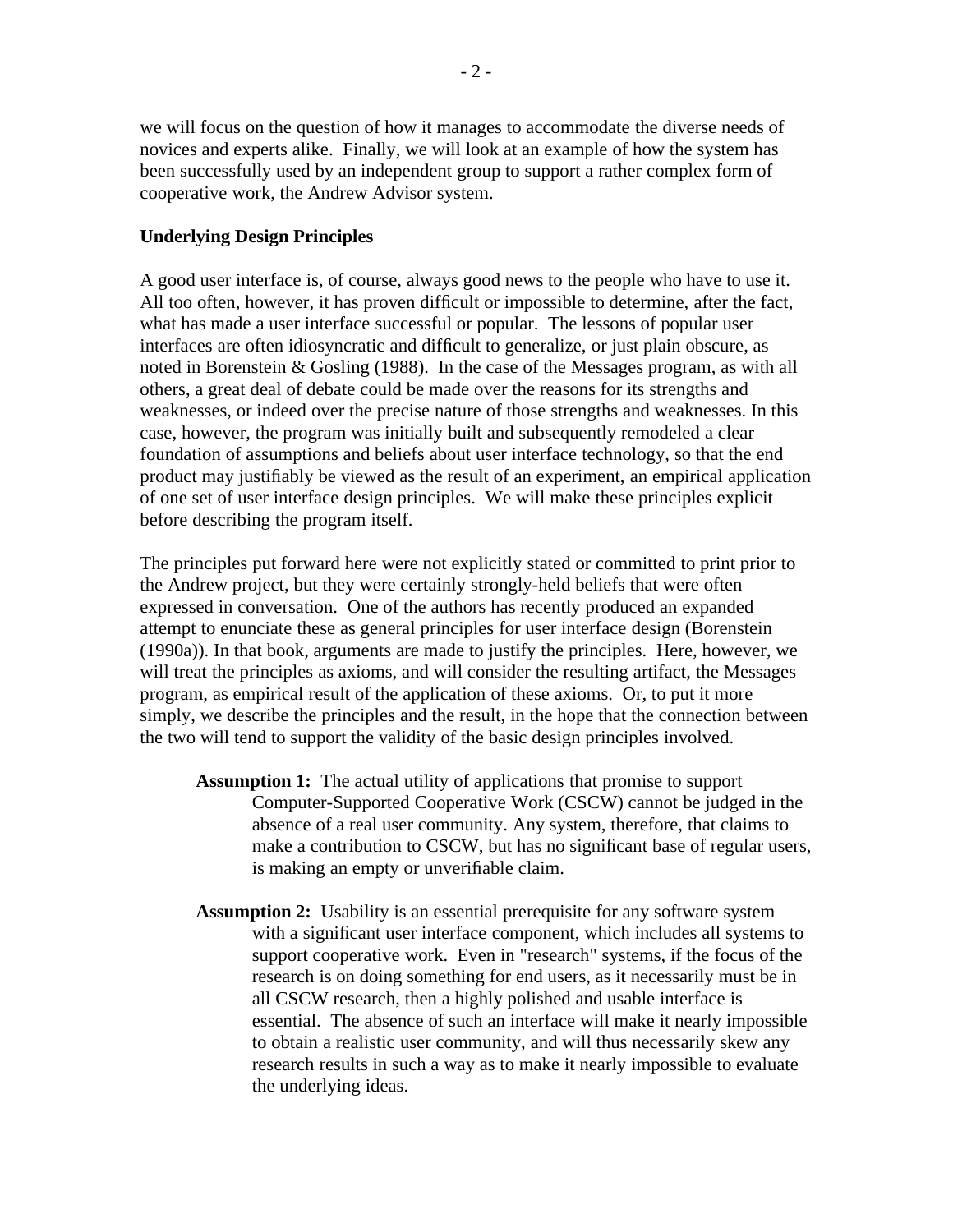we will focus on the question of how it manages to accommodate the diverse needs of novices and experts alike. Finally, we will look at an example of how the system has been successfully used by an independent group to support a rather complex form of cooperative work, the Andrew Advisor system.

**Underlying Design Principles**

A good user interface is, of course, always good news to the people who have to use it. All too often, however, it has proven difficult or impossible to determine, after the fact, what has made a user interface successful or popular. The lessons of popular user interfaces are often idiosyncratic and difficult to generalize, or just plain obscure, as noted in Borenstein & Gosling (1988). In the case of the Messages program, as with all others, a great deal of debate could be made over the reasons for its strengths and weaknesses, or indeed over the precise nature of those strengths and weaknesses. In this case, however, the program was initially built and subsequently remodeled a clear foundation of assumptions and beliefs about user interface technology, so that the end product may justifiably be viewed as the result of an experiment, an empirical application of one set of user interface design principles. We will make these principles explicit before describing the program itself.

The principles put forward here were not explicitly stated or committed to print prior to the Andrew project, but they were certainly strongly-held beliefs that were often expressed in conversation. One of the authors has recently produced an expanded attempt to enunciate these as general principles for user interface design (Borenstein (1990a)). In that book, arguments are made to justify the principles. Here, however, we will treat the principles as axioms, and will consider the resulting artifact, the Messages program, as empirical result of the application of these axioms. Or, to put it more simply, we describe the principles and the result, in the hope that the connection between the two will tend to support the validity of the basic design principles involved.

**Assumption 1:** The actual utility of applications that promise to support Computer-Supported Cooperative Work (CSCW) cannot be judged in the absence of a real user community. Any system, therefore, that claims to make a contribution to CSCW, but has no significant base of regular users, is making an empty or unverifiable claim.

**Assumption 2:** Usability is an essential prerequisite for any software system with a significant user interface component, which includes all systems to support cooperative work. Even in "research" systems, if the focus of the research is on doing something for end users, as it necessarily must be in all CSCW research, then a highly polished and usable interface is essential. The absence of such an interface will make it nearly impossible to obtain a realistic user community, and will thus necessarily skew any research results in such a way as to make it nearly impossible to evaluate the underlying ideas.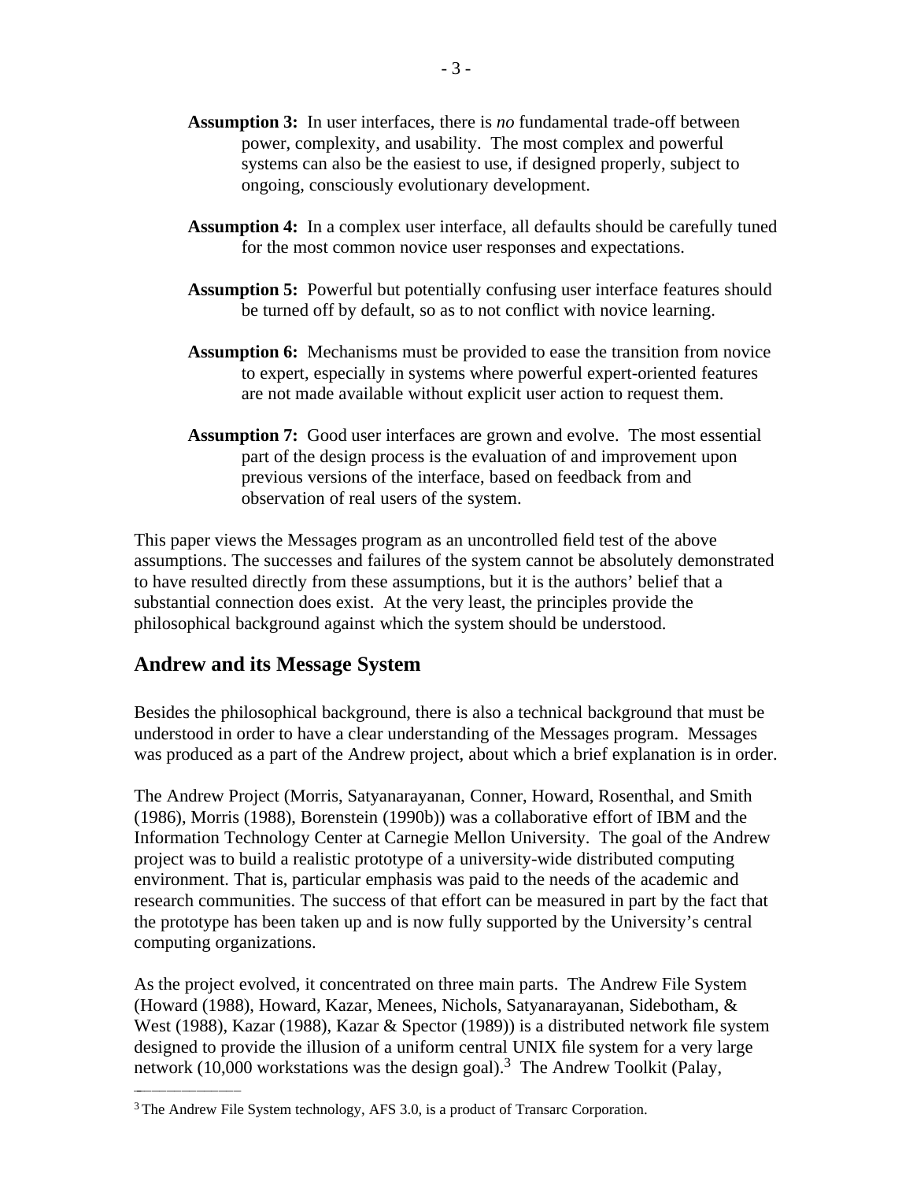**Assumption 3:** In user interfaces, there is *no* fundamental trade-off between power, complexity, and usability. The most complex and powerful systems can also be the easiest to use, if designed properly, subject to ongoing, consciously evolutionary development.

**Assumption 4:** In a complex user interface, all defaults should be carefully tuned for the most common novice user responses and expectations.

**Assumption 5:** Powerful but potentially confusing user interface features should be turned off by default, so as to not conflict with novice learning.

**Assumption 6:** Mechanisms must be provided to ease the transition from novice to expert, especially in systems where powerful expert-oriented features are not made available without explicit user action to request them.

**Assumption 7:** Good user interfaces are grown and evolve. The most essential part of the design process is the evaluation of and improvement upon previous versions of the interface, based on feedback from and observation of real users of the system.

This paper views the Messages program as an uncontrolled field test of the above assumptions. The successes and failures of the system cannot be absolutely demonstrated to have resulted directly from these assumptions, but it is the authors' belief that a substantial connection does exist. At the very least, the principles provide the philosophical background against which the system should be understood.

## Andrew and its Message System

Besides the philosophical background, there is also a technical background that must be understood in order to have a clear understanding of the Messages program. Messages was produced as a part of the Andrew project, about which a brief explanation is in order.

The Andrew Project (Morris, Satyanarayanan, Conner, Howard, Rosenthal, and Smith (1986), Morris (1988), Borenstein (1990b)) was a collaborative effort of IBM and the Information Technology Center at Carnegie Mellon University. The goal of the Andrew project was to build a realistic prototype of a university-wide distributed computing environment. That is, particular emphasis was paid to the needs of the academic and research communities. The success of that effort can be measured in part by the fact that the prototype has been taken up and is now fully supported by the University's central computing organizations.

As the project evolved, it concentrated on three main parts. The Andrew File System (Howard (1988), Howard, Kazar, Menees, Nichols, Satyanarayanan, Sidebotham, & West (1988), Kazar (1988), Kazar & Spector (1989)) is a distributed network file system designed to provide the illusion of a uniform central UNIX file system for a very large network (10,000 workstations was the design goal).[3] The Andrew Toolkit (Palay,

[3] The Andrew File System technology, AFS 3.0, is a product of Transarc Corporation.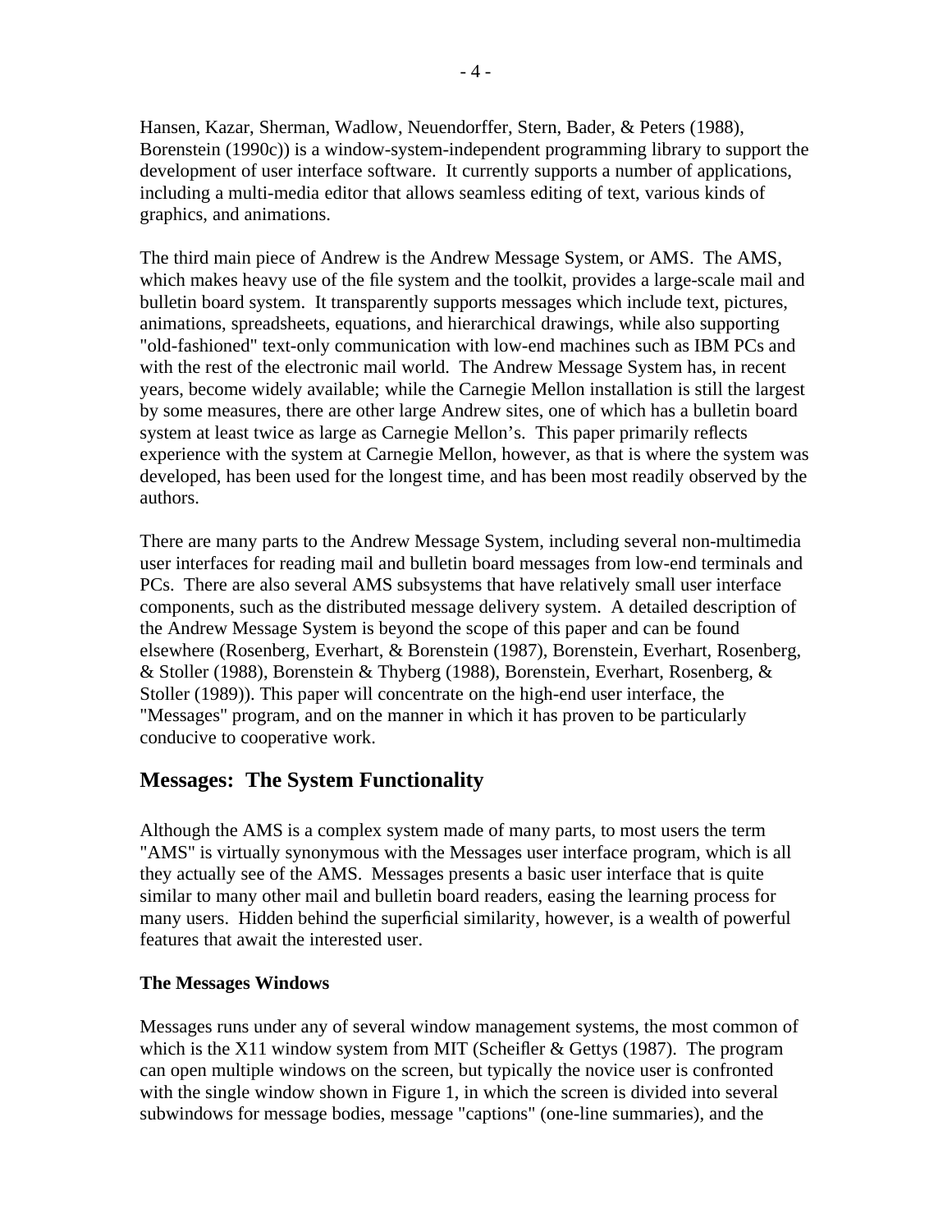Hansen, Kazar, Sherman, Wadlow, Neuendorffer, Stern, Bader, & Peters (1988), Borenstein (1990c)) is a window-system-independent programming library to support the development of user interface software. It currently supports a number of applications, including a multi-media editor that allows seamless editing of text, various kinds of graphics, and animations.

The third main piece of Andrew is the Andrew Message System, or AMS. The AMS, which makes heavy use of the file system and the toolkit, provides a large-scale mail and bulletin board system. It transparently supports messages which include text, pictures, animations, spreadsheets, equations, and hierarchical drawings, while also supporting "old-fashioned" text-only communication with low-end machines such as IBM PCs and with the rest of the electronic mail world. The Andrew Message System has, in recent years, become widely available; while the Carnegie Mellon installation is still the largest by some measures, there are other large Andrew sites, one of which has a bulletin board system at least twice as large as Carnegie Mellon's. This paper primarily reflects experience with the system at Carnegie Mellon, however, as that is where the system was developed, has been used for the longest time, and has been most readily observed by the authors.

There are many parts to the Andrew Message System, including several non-multimedia user interfaces for reading mail and bulletin board messages from low-end terminals and PCs. There are also several AMS subsystems that have relatively small user interface components, such as the distributed message delivery system. A detailed description of the Andrew Message System is beyond the scope of this paper and can be found elsewhere (Rosenberg, Everhart, & Borenstein (1987), Borenstein, Everhart, Rosenberg, & Stoller (1988), Borenstein & Thyberg (1988), Borenstein, Everhart, Rosenberg, & Stoller (1989)). This paper will concentrate on the high-end user interface, the "Messages" program, and on the manner in which it has proven to be particularly conducive to cooperative work.

## Messages: The System Functionality

Although the AMS is a complex system made of many parts, to most users the term "AMS" is virtually synonymous with the Messages user interface program, which is all they actually see of the AMS. Messages presents a basic user interface that is quite similar to many other mail and bulletin board readers, easing the learning process for many users. Hidden behind the superficial similarity, however, is a wealth of powerful features that await the interested user.

### The Messages Windows

Messages runs under any of several window management systems, the most common of which is the X11 window system from MIT (Scheifler & Gettys (1987). The program can open multiple windows on the screen, but typically the novice user is confronted with the single window shown in Figure 1, in which the screen is divided into several subwindows for message bodies, message "captions" (one-line summaries), and the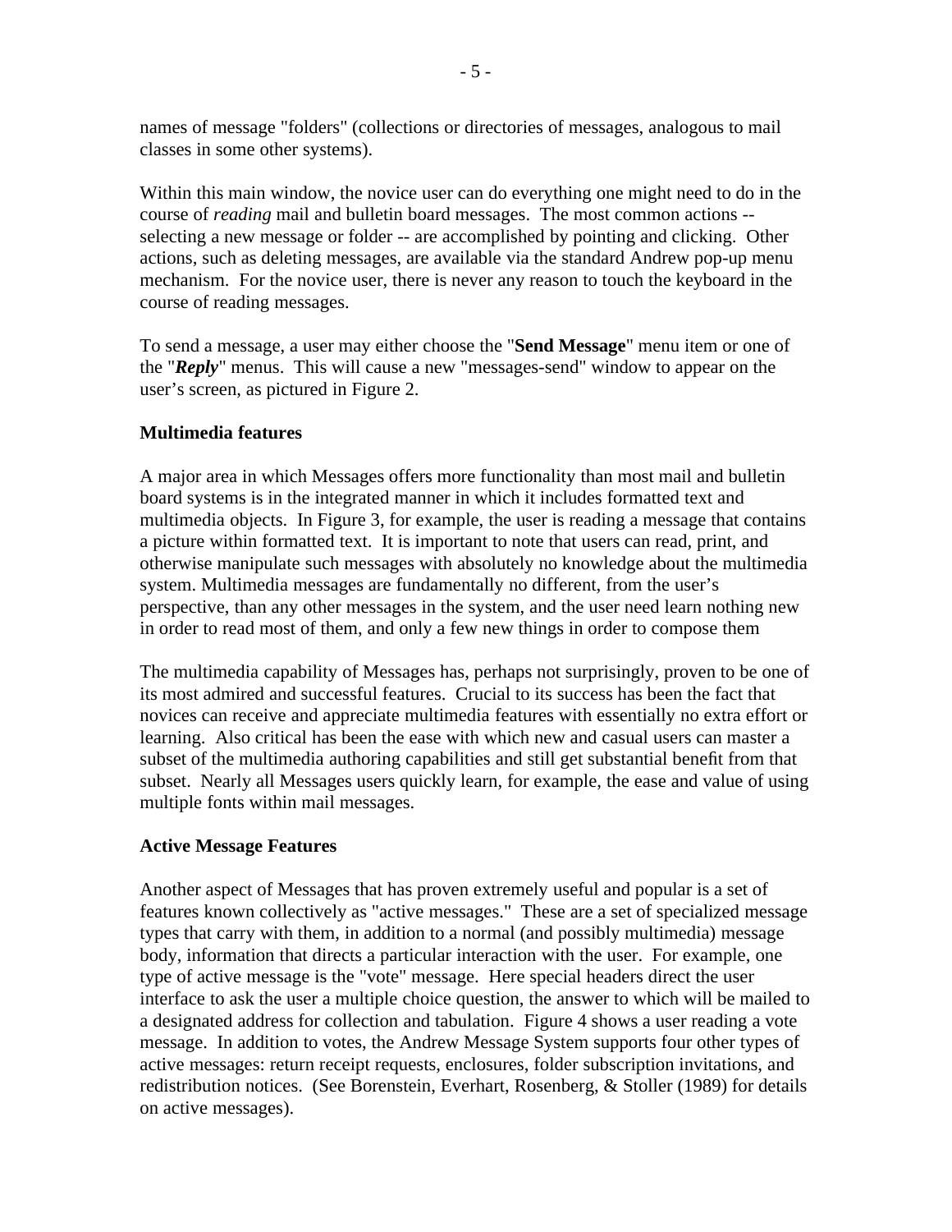names of message "folders" (collections or directories of messages, analogous to mail classes in some other systems).

Within this main window, the novice user can do everything one might need to do in the course of *reading* mail and bulletin board messages. The most common actions -- selecting a new message or folder -- are accomplished by pointing and clicking. Other actions, such as deleting messages, are available via the standard Andrew pop-up menu mechanism. For the novice user, there is never any reason to touch the keyboard in the course of reading messages.

To send a message, a user may either choose the "**Send Message**" menu item or one of the "***Reply***" menus. This will cause a new "messages-send" window to appear on the user's screen, as pictured in Figure 2.

**Multimedia features**

A major area in which Messages offers more functionality than most mail and bulletin board systems is in the integrated manner in which it includes formatted text and multimedia objects. In Figure 3, for example, the user is reading a message that contains a picture within formatted text. It is important to note that users can read, print, and otherwise manipulate such messages with absolutely no knowledge about the multimedia system. Multimedia messages are fundamentally no different, from the user's perspective, than any other messages in the system, and the user need learn nothing new in order to read most of them, and only a few new things in order to compose them

The multimedia capability of Messages has, perhaps not surprisingly, proven to be one of its most admired and successful features. Crucial to its success has been the fact that novices can receive and appreciate multimedia features with essentially no extra effort or learning. Also critical has been the ease with which new and casual users can master a subset of the multimedia authoring capabilities and still get substantial benefit from that subset. Nearly all Messages users quickly learn, for example, the ease and value of using multiple fonts within mail messages.

**Active Message Features**

Another aspect of Messages that has proven extremely useful and popular is a set of features known collectively as "active messages." These are a set of specialized message types that carry with them, in addition to a normal (and possibly multimedia) message body, information that directs a particular interaction with the user. For example, one type of active message is the "vote" message. Here special headers direct the user interface to ask the user a multiple choice question, the answer to which will be mailed to a designated address for collection and tabulation. Figure 4 shows a user reading a vote message. In addition to votes, the Andrew Message System supports four other types of active messages: return receipt requests, enclosures, folder subscription invitations, and redistribution notices. (See Borenstein, Everhart, Rosenberg, & Stoller (1989) for details on active messages).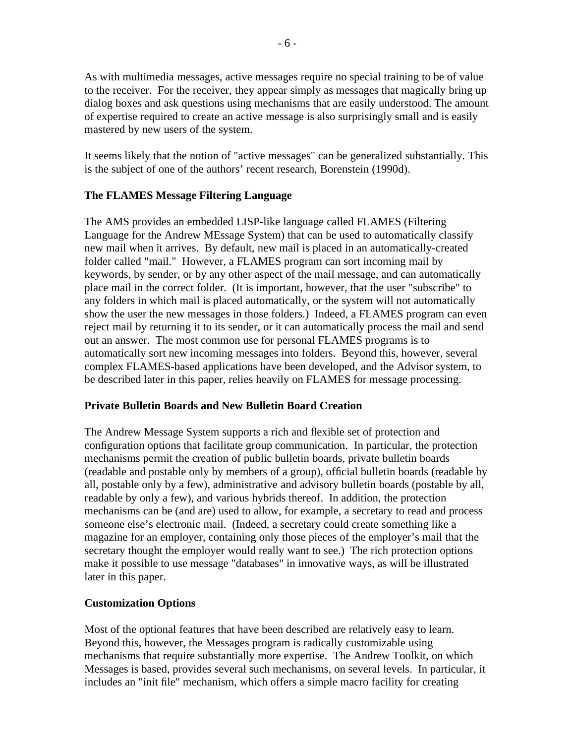As with multimedia messages, active messages require no special training to be of value to the receiver. For the receiver, they appear simply as messages that magically bring up dialog boxes and ask questions using mechanisms that are easily understood. The amount of expertise required to create an active message is also surprisingly small and is easily mastered by new users of the system.

It seems likely that the notion of "active messages" can be generalized substantially. This is the subject of one of the authors' recent research, Borenstein (1990d).

**The FLAMES Message Filtering Language**

The AMS provides an embedded LISP-like language called FLAMES (Filtering Language for the Andrew MEssage System) that can be used to automatically classify new mail when it arrives. By default, new mail is placed in an automatically-created folder called "mail." However, a FLAMES program can sort incoming mail by keywords, by sender, or by any other aspect of the mail message, and can automatically place mail in the correct folder. (It is important, however, that the user "subscribe" to any folders in which mail is placed automatically, or the system will not automatically show the user the new messages in those folders.) Indeed, a FLAMES program can even reject mail by returning it to its sender, or it can automatically process the mail and send out an answer. The most common use for personal FLAMES programs is to automatically sort new incoming messages into folders. Beyond this, however, several complex FLAMES-based applications have been developed, and the Advisor system, to be described later in this paper, relies heavily on FLAMES for message processing.

**Private Bulletin Boards and New Bulletin Board Creation**

The Andrew Message System supports a rich and flexible set of protection and configuration options that facilitate group communication. In particular, the protection mechanisms permit the creation of public bulletin boards, private bulletin boards (readable and postable only by members of a group), official bulletin boards (readable by all, postable only by a few), administrative and advisory bulletin boards (postable by all, readable by only a few), and various hybrids thereof. In addition, the protection mechanisms can be (and are) used to allow, for example, a secretary to read and process someone else's electronic mail. (Indeed, a secretary could create something like a magazine for an employer, containing only those pieces of the employer's mail that the secretary thought the employer would really want to see.) The rich protection options make it possible to use message "databases" in innovative ways, as will be illustrated later in this paper.

**Customization Options**

Most of the optional features that have been described are relatively easy to learn. Beyond this, however, the Messages program is radically customizable using mechanisms that require substantially more expertise. The Andrew Toolkit, on which Messages is based, provides several such mechanisms, on several levels. In particular, it includes an "init file" mechanism, which offers a simple macro facility for creating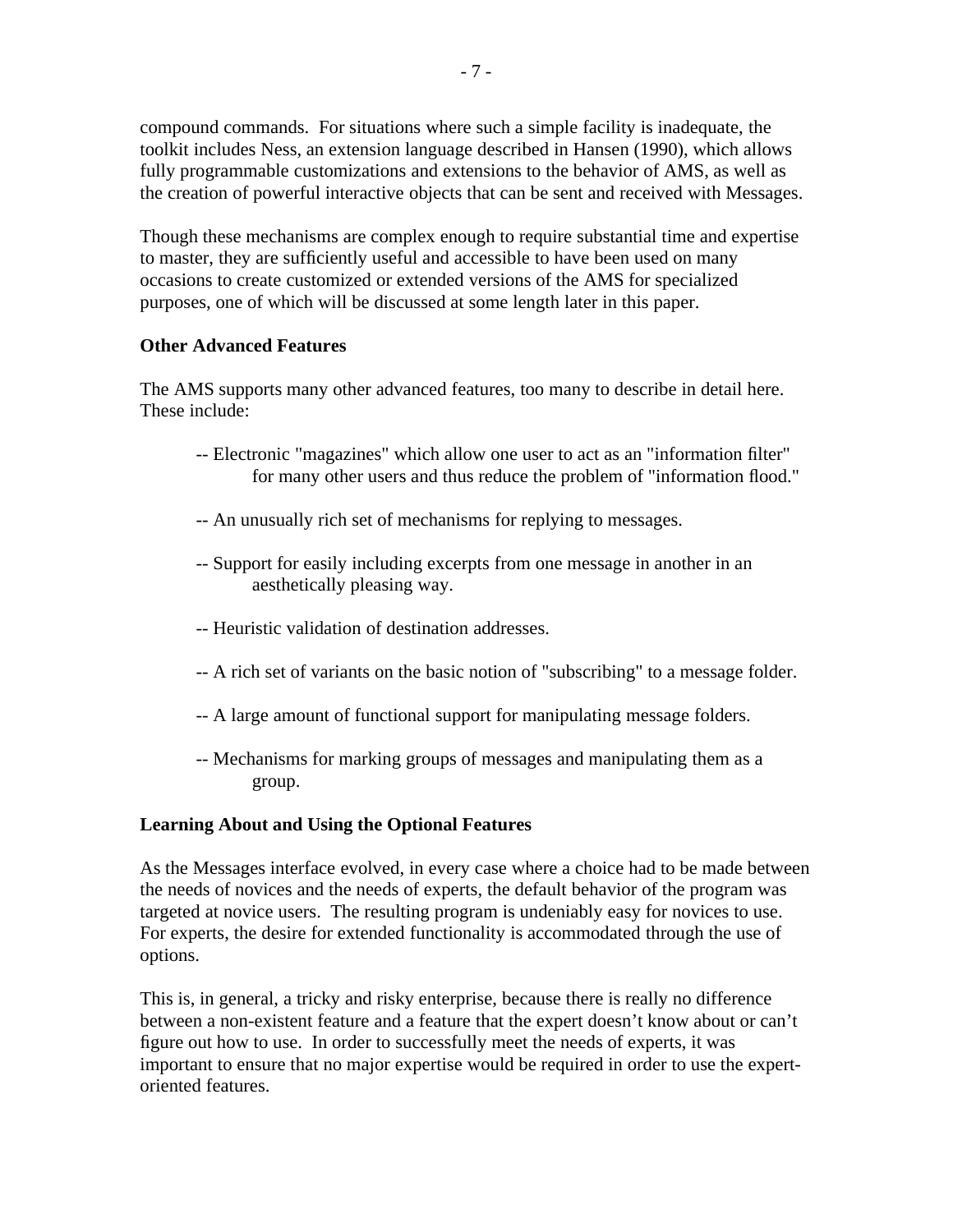compound commands. For situations where such a simple facility is inadequate, the toolkit includes Ness, an extension language described in Hansen (1990), which allows fully programmable customizations and extensions to the behavior of AMS, as well as the creation of powerful interactive objects that can be sent and received with Messages.

Though these mechanisms are complex enough to require substantial time and expertise to master, they are sufficiently useful and accessible to have been used on many occasions to create customized or extended versions of the AMS for specialized purposes, one of which will be discussed at some length later in this paper.

**Other Advanced Features**

The AMS supports many other advanced features, too many to describe in detail here. These include:

- Electronic "magazines" which allow one user to act as an "information filter" for many other users and thus reduce the problem of "information flood."
- An unusually rich set of mechanisms for replying to messages.
- Support for easily including excerpts from one message in another in an aesthetically pleasing way.
- Heuristic validation of destination addresses.
- A rich set of variants on the basic notion of "subscribing" to a message folder.
- A large amount of functional support for manipulating message folders.
- Mechanisms for marking groups of messages and manipulating them as a group.

**Learning About and Using the Optional Features**

As the Messages interface evolved, in every case where a choice had to be made between the needs of novices and the needs of experts, the default behavior of the program was targeted at novice users. The resulting program is undeniably easy for novices to use. For experts, the desire for extended functionality is accommodated through the use of options.

This is, in general, a tricky and risky enterprise, because there is really no difference between a non-existent feature and a feature that the expert doesn't know about or can't figure out how to use. In order to successfully meet the needs of experts, it was important to ensure that no major expertise would be required in order to use the expert-oriented features.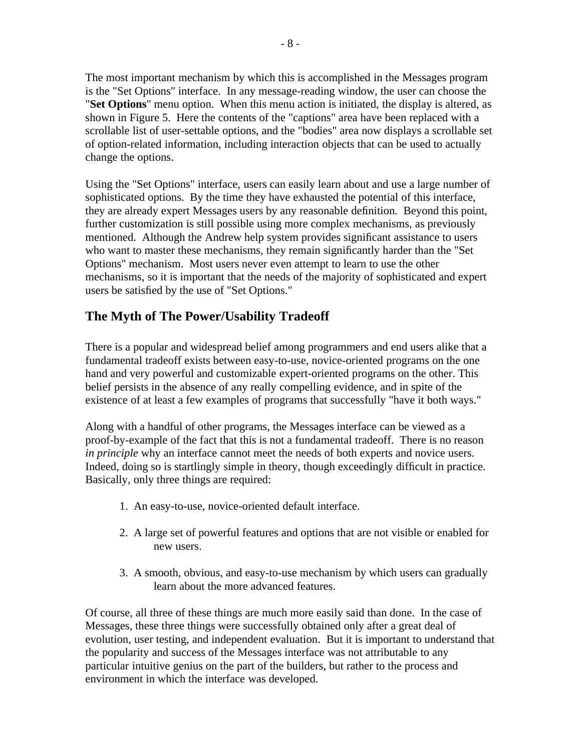The most important mechanism by which this is accomplished in the Messages program is the "Set Options" interface. In any message-reading window, the user can choose the "**Set Options**" menu option. When this menu action is initiated, the display is altered, as shown in Figure 5. Here the contents of the "captions" area have been replaced with a scrollable list of user-settable options, and the "bodies" area now displays a scrollable set of option-related information, including interaction objects that can be used to actually change the options.

Using the "Set Options" interface, users can easily learn about and use a large number of sophisticated options. By the time they have exhausted the potential of this interface, they are already expert Messages users by any reasonable definition. Beyond this point, further customization is still possible using more complex mechanisms, as previously mentioned. Although the Andrew help system provides significant assistance to users who want to master these mechanisms, they remain significantly harder than the "Set Options" mechanism. Most users never even attempt to learn to use the other mechanisms, so it is important that the needs of the majority of sophisticated and expert users be satisfied by the use of "Set Options."

## The Myth of The Power/Usability Tradeoff

There is a popular and widespread belief among programmers and end users alike that a fundamental tradeoff exists between easy-to-use, novice-oriented programs on the one hand and very powerful and customizable expert-oriented programs on the other. This belief persists in the absence of any really compelling evidence, and in spite of the existence of at least a few examples of programs that successfully "have it both ways."

Along with a handful of other programs, the Messages interface can be viewed as a proof-by-example of the fact that this is not a fundamental tradeoff. There is no reason *in principle* why an interface cannot meet the needs of both experts and novice users. Indeed, doing so is startlingly simple in theory, though exceedingly difficult in practice. Basically, only three things are required:

1. An easy-to-use, novice-oriented default interface.
2. A large set of powerful features and options that are not visible or enabled for new users.
3. A smooth, obvious, and easy-to-use mechanism by which users can gradually learn about the more advanced features.

Of course, all three of these things are much more easily said than done. In the case of Messages, these three things were successfully obtained only after a great deal of evolution, user testing, and independent evaluation. But it is important to understand that the popularity and success of the Messages interface was not attributable to any particular intuitive genius on the part of the builders, but rather to the process and environment in which the interface was developed.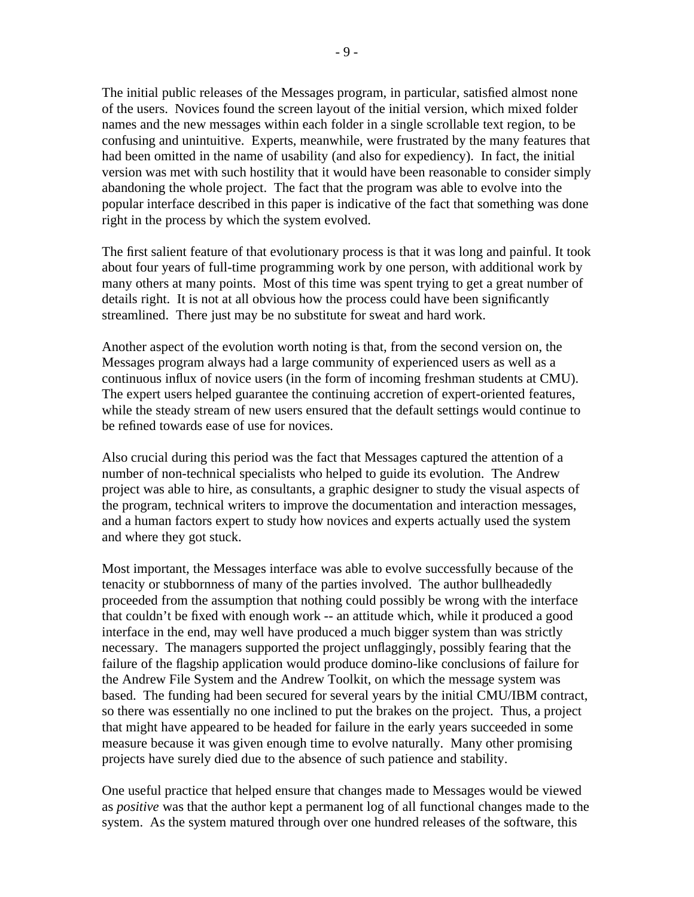The initial public releases of the Messages program, in particular, satisfied almost none of the users. Novices found the screen layout of the initial version, which mixed folder names and the new messages within each folder in a single scrollable text region, to be confusing and unintuitive. Experts, meanwhile, were frustrated by the many features that had been omitted in the name of usability (and also for expediency). In fact, the initial version was met with such hostility that it would have been reasonable to consider simply abandoning the whole project. The fact that the program was able to evolve into the popular interface described in this paper is indicative of the fact that something was done right in the process by which the system evolved.

The first salient feature of that evolutionary process is that it was long and painful. It took about four years of full-time programming work by one person, with additional work by many others at many points. Most of this time was spent trying to get a great number of details right. It is not at all obvious how the process could have been significantly streamlined. There just may be no substitute for sweat and hard work.

Another aspect of the evolution worth noting is that, from the second version on, the Messages program always had a large community of experienced users as well as a continuous influx of novice users (in the form of incoming freshman students at CMU). The expert users helped guarantee the continuing accretion of expert-oriented features, while the steady stream of new users ensured that the default settings would continue to be refined towards ease of use for novices.

Also crucial during this period was the fact that Messages captured the attention of a number of non-technical specialists who helped to guide its evolution. The Andrew project was able to hire, as consultants, a graphic designer to study the visual aspects of the program, technical writers to improve the documentation and interaction messages, and a human factors expert to study how novices and experts actually used the system and where they got stuck.

Most important, the Messages interface was able to evolve successfully because of the tenacity or stubbornness of many of the parties involved. The author bullheadedly proceeded from the assumption that nothing could possibly be wrong with the interface that couldn't be fixed with enough work -- an attitude which, while it produced a good interface in the end, may well have produced a much bigger system than was strictly necessary. The managers supported the project unflaggingly, possibly fearing that the failure of the flagship application would produce domino-like conclusions of failure for the Andrew File System and the Andrew Toolkit, on which the message system was based. The funding had been secured for several years by the initial CMU/IBM contract, so there was essentially no one inclined to put the brakes on the project. Thus, a project that might have appeared to be headed for failure in the early years succeeded in some measure because it was given enough time to evolve naturally. Many other promising projects have surely died due to the absence of such patience and stability.

One useful practice that helped ensure that changes made to Messages would be viewed as *positive* was that the author kept a permanent log of all functional changes made to the system. As the system matured through over one hundred releases of the software, this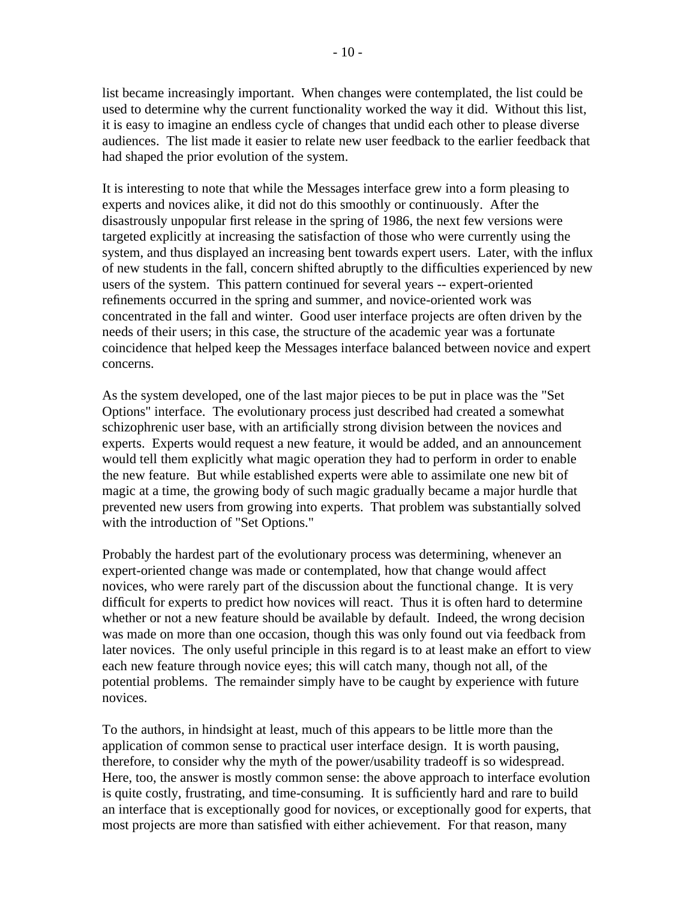list became increasingly important. When changes were contemplated, the list could be used to determine why the current functionality worked the way it did. Without this list, it is easy to imagine an endless cycle of changes that undid each other to please diverse audiences. The list made it easier to relate new user feedback to the earlier feedback that had shaped the prior evolution of the system.

It is interesting to note that while the Messages interface grew into a form pleasing to experts and novices alike, it did not do this smoothly or continuously. After the disastrously unpopular first release in the spring of 1986, the next few versions were targeted explicitly at increasing the satisfaction of those who were currently using the system, and thus displayed an increasing bent towards expert users. Later, with the influx of new students in the fall, concern shifted abruptly to the difficulties experienced by new users of the system. This pattern continued for several years -- expert-oriented refinements occurred in the spring and summer, and novice-oriented work was concentrated in the fall and winter. Good user interface projects are often driven by the needs of their users; in this case, the structure of the academic year was a fortunate coincidence that helped keep the Messages interface balanced between novice and expert concerns.

As the system developed, one of the last major pieces to be put in place was the "Set Options" interface. The evolutionary process just described had created a somewhat schizophrenic user base, with an artificially strong division between the novices and experts. Experts would request a new feature, it would be added, and an announcement would tell them explicitly what magic operation they had to perform in order to enable the new feature. But while established experts were able to assimilate one new bit of magic at a time, the growing body of such magic gradually became a major hurdle that prevented new users from growing into experts. That problem was substantially solved with the introduction of "Set Options."

Probably the hardest part of the evolutionary process was determining, whenever an expert-oriented change was made or contemplated, how that change would affect novices, who were rarely part of the discussion about the functional change. It is very difficult for experts to predict how novices will react. Thus it is often hard to determine whether or not a new feature should be available by default. Indeed, the wrong decision was made on more than one occasion, though this was only found out via feedback from later novices. The only useful principle in this regard is to at least make an effort to view each new feature through novice eyes; this will catch many, though not all, of the potential problems. The remainder simply have to be caught by experience with future novices.

To the authors, in hindsight at least, much of this appears to be little more than the application of common sense to practical user interface design. It is worth pausing, therefore, to consider why the myth of the power/usability tradeoff is so widespread. Here, too, the answer is mostly common sense: the above approach to interface evolution is quite costly, frustrating, and time-consuming. It is sufficiently hard and rare to build an interface that is exceptionally good for novices, or exceptionally good for experts, that most projects are more than satisfied with either achievement. For that reason, many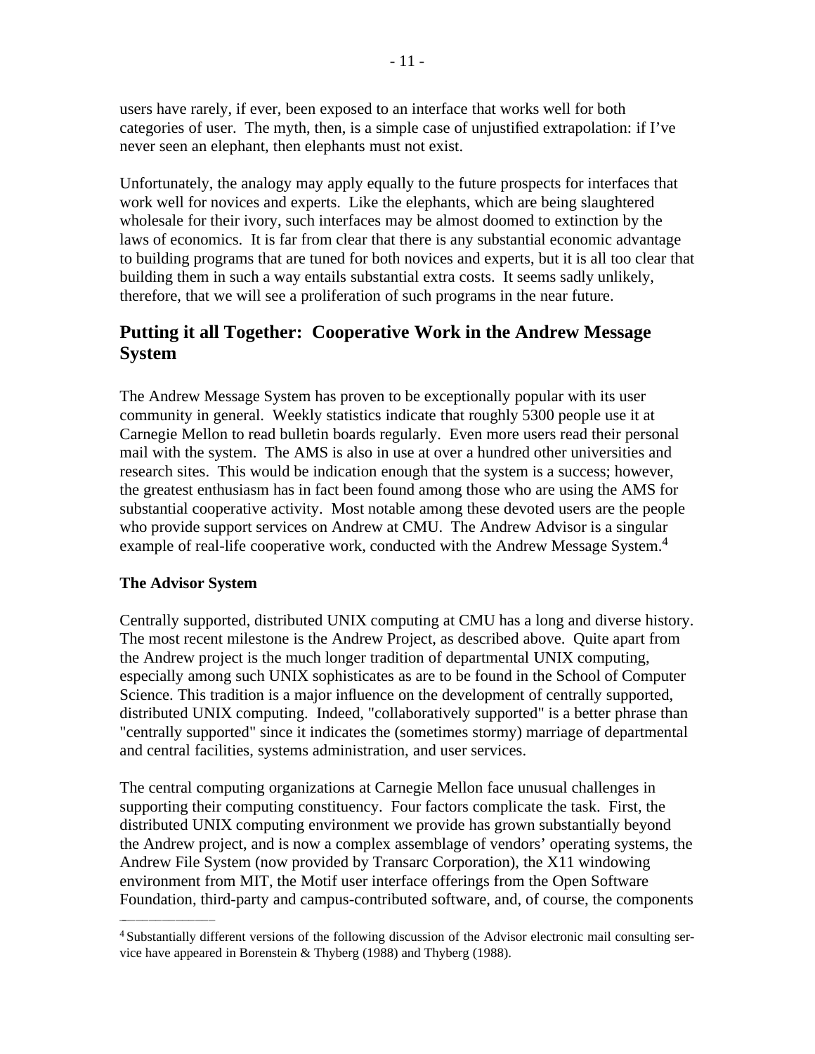users have rarely, if ever, been exposed to an interface that works well for both categories of user. The myth, then, is a simple case of unjustified extrapolation: if I've never seen an elephant, then elephants must not exist.

Unfortunately, the analogy may apply equally to the future prospects for interfaces that work well for novices and experts. Like the elephants, which are being slaughtered wholesale for their ivory, such interfaces may be almost doomed to extinction by the laws of economics. It is far from clear that there is any substantial economic advantage to building programs that are tuned for both novices and experts, but it is all too clear that building them in such a way entails substantial extra costs. It seems sadly unlikely, therefore, that we will see a proliferation of such programs in the near future.

## Putting it all Together: Cooperative Work in the Andrew Message System

The Andrew Message System has proven to be exceptionally popular with its user community in general. Weekly statistics indicate that roughly 5300 people use it at Carnegie Mellon to read bulletin boards regularly. Even more users read their personal mail with the system. The AMS is also in use at over a hundred other universities and research sites. This would be indication enough that the system is a success; however, the greatest enthusiasm has in fact been found among those who are using the AMS for substantial cooperative activity. Most notable among these devoted users are the people who provide support services on Andrew at CMU. The Andrew Advisor is a singular example of real-life cooperative work, conducted with the Andrew Message System.[4]

### The Advisor System

Centrally supported, distributed UNIX computing at CMU has a long and diverse history. The most recent milestone is the Andrew Project, as described above. Quite apart from the Andrew project is the much longer tradition of departmental UNIX computing, especially among such UNIX sophisticates as are to be found in the School of Computer Science. This tradition is a major influence on the development of centrally supported, distributed UNIX computing. Indeed, "collaboratively supported" is a better phrase than "centrally supported" since it indicates the (sometimes stormy) marriage of departmental and central facilities, systems administration, and user services.

The central computing organizations at Carnegie Mellon face unusual challenges in supporting their computing constituency. Four factors complicate the task. First, the distributed UNIX computing environment we provide has grown substantially beyond the Andrew project, and is now a complex assemblage of vendors' operating systems, the Andrew File System (now provided by Transarc Corporation), the X11 windowing environment from MIT, the Motif user interface offerings from the Open Software Foundation, third-party and campus-contributed software, and, of course, the components

---

[4] Substantially different versions of the following discussion of the Advisor electronic mail consulting service have appeared in Borenstein & Thyberg (1988) and Thyberg (1988).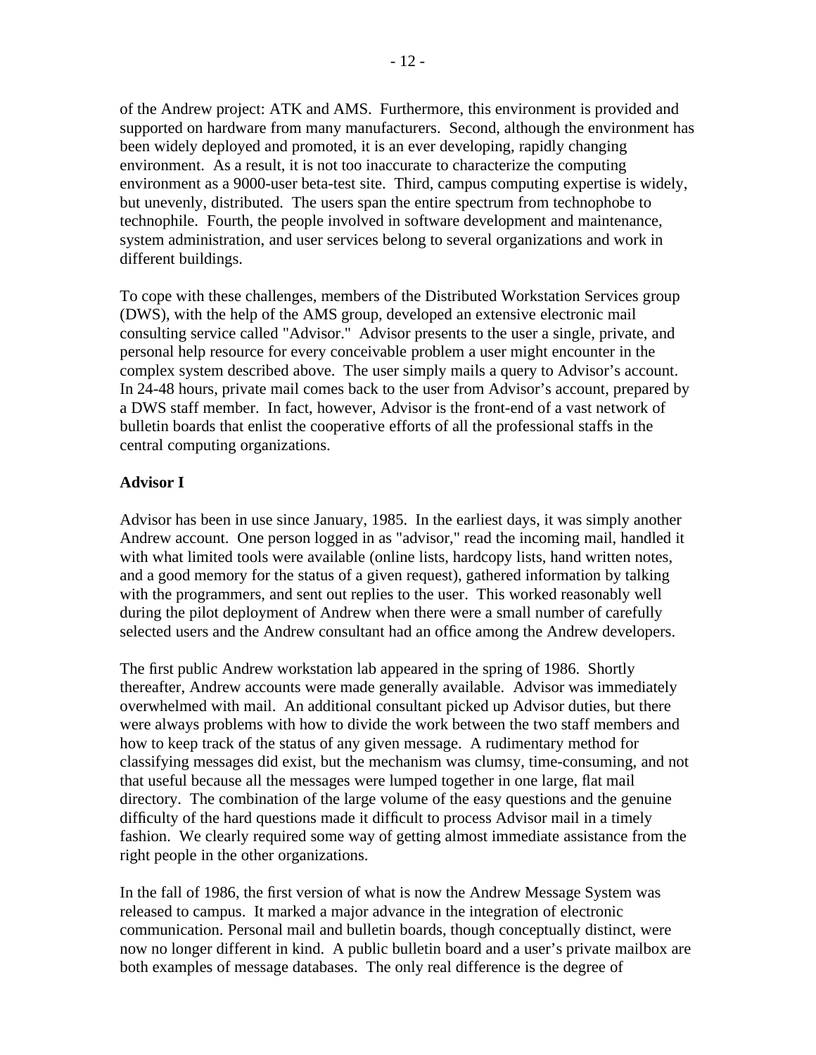of the Andrew project: ATK and AMS. Furthermore, this environment is provided and supported on hardware from many manufacturers. Second, although the environment has been widely deployed and promoted, it is an ever developing, rapidly changing environment. As a result, it is not too inaccurate to characterize the computing environment as a 9000-user beta-test site. Third, campus computing expertise is widely, but unevenly, distributed. The users span the entire spectrum from technophobe to technophile. Fourth, the people involved in software development and maintenance, system administration, and user services belong to several organizations and work in different buildings.

To cope with these challenges, members of the Distributed Workstation Services group (DWS), with the help of the AMS group, developed an extensive electronic mail consulting service called "Advisor." Advisor presents to the user a single, private, and personal help resource for every conceivable problem a user might encounter in the complex system described above. The user simply mails a query to Advisor's account. In 24-48 hours, private mail comes back to the user from Advisor's account, prepared by a DWS staff member. In fact, however, Advisor is the front-end of a vast network of bulletin boards that enlist the cooperative efforts of all the professional staffs in the central computing organizations.

**Advisor I**

Advisor has been in use since January, 1985. In the earliest days, it was simply another Andrew account. One person logged in as "advisor," read the incoming mail, handled it with what limited tools were available (online lists, hardcopy lists, hand written notes, and a good memory for the status of a given request), gathered information by talking with the programmers, and sent out replies to the user. This worked reasonably well during the pilot deployment of Andrew when there were a small number of carefully selected users and the Andrew consultant had an office among the Andrew developers.

The first public Andrew workstation lab appeared in the spring of 1986. Shortly thereafter, Andrew accounts were made generally available. Advisor was immediately overwhelmed with mail. An additional consultant picked up Advisor duties, but there were always problems with how to divide the work between the two staff members and how to keep track of the status of any given message. A rudimentary method for classifying messages did exist, but the mechanism was clumsy, time-consuming, and not that useful because all the messages were lumped together in one large, flat mail directory. The combination of the large volume of the easy questions and the genuine difficulty of the hard questions made it difficult to process Advisor mail in a timely fashion. We clearly required some way of getting almost immediate assistance from the right people in the other organizations.

In the fall of 1986, the first version of what is now the Andrew Message System was released to campus. It marked a major advance in the integration of electronic communication. Personal mail and bulletin boards, though conceptually distinct, were now no longer different in kind. A public bulletin board and a user's private mailbox are both examples of message databases. The only real difference is the degree of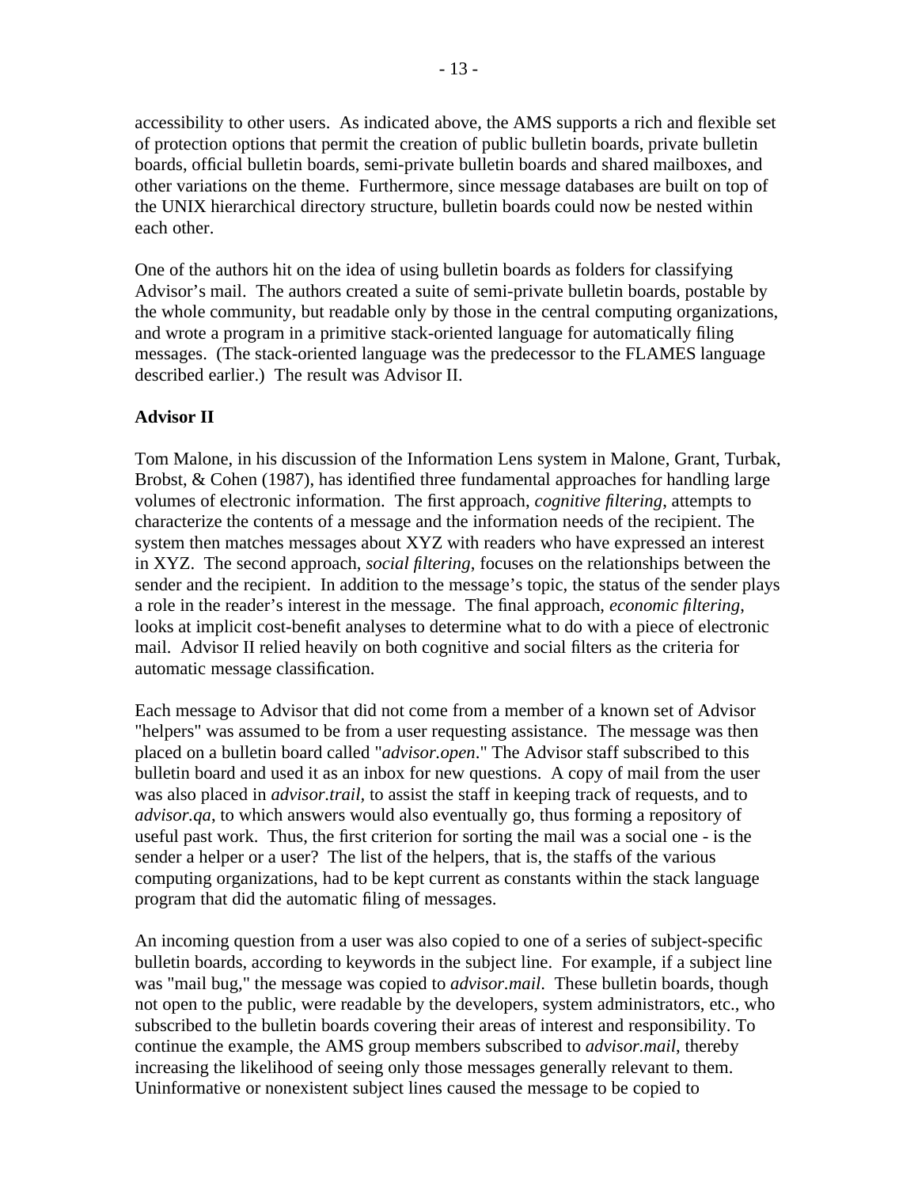accessibility to other users. As indicated above, the AMS supports a rich and flexible set of protection options that permit the creation of public bulletin boards, private bulletin boards, official bulletin boards, semi-private bulletin boards and shared mailboxes, and other variations on the theme. Furthermore, since message databases are built on top of the UNIX hierarchical directory structure, bulletin boards could now be nested within each other.

One of the authors hit on the idea of using bulletin boards as folders for classifying Advisor's mail. The authors created a suite of semi-private bulletin boards, postable by the whole community, but readable only by those in the central computing organizations, and wrote a program in a primitive stack-oriented language for automatically filing messages. (The stack-oriented language was the predecessor to the FLAMES language described earlier.) The result was Advisor II.

**Advisor II**

Tom Malone, in his discussion of the Information Lens system in Malone, Grant, Turbak, Brobst, & Cohen (1987), has identified three fundamental approaches for handling large volumes of electronic information. The first approach, *cognitive filtering*, attempts to characterize the contents of a message and the information needs of the recipient. The system then matches messages about XYZ with readers who have expressed an interest in XYZ. The second approach, *social filtering*, focuses on the relationships between the sender and the recipient. In addition to the message's topic, the status of the sender plays a role in the reader's interest in the message. The final approach, *economic filtering*, looks at implicit cost-benefit analyses to determine what to do with a piece of electronic mail. Advisor II relied heavily on both cognitive and social filters as the criteria for automatic message classification.

Each message to Advisor that did not come from a member of a known set of Advisor "helpers" was assumed to be from a user requesting assistance. The message was then placed on a bulletin board called "*advisor.open*." The Advisor staff subscribed to this bulletin board and used it as an inbox for new questions. A copy of mail from the user was also placed in *advisor.trail*, to assist the staff in keeping track of requests, and to *advisor.qa*, to which answers would also eventually go, thus forming a repository of useful past work. Thus, the first criterion for sorting the mail was a social one - is the sender a helper or a user? The list of the helpers, that is, the staffs of the various computing organizations, had to be kept current as constants within the stack language program that did the automatic filing of messages.

An incoming question from a user was also copied to one of a series of subject-specific bulletin boards, according to keywords in the subject line. For example, if a subject line was "mail bug," the message was copied to *advisor.mail*. These bulletin boards, though not open to the public, were readable by the developers, system administrators, etc., who subscribed to the bulletin boards covering their areas of interest and responsibility. To continue the example, the AMS group members subscribed to *advisor.mail*, thereby increasing the likelihood of seeing only those messages generally relevant to them. Uninformative or nonexistent subject lines caused the message to be copied to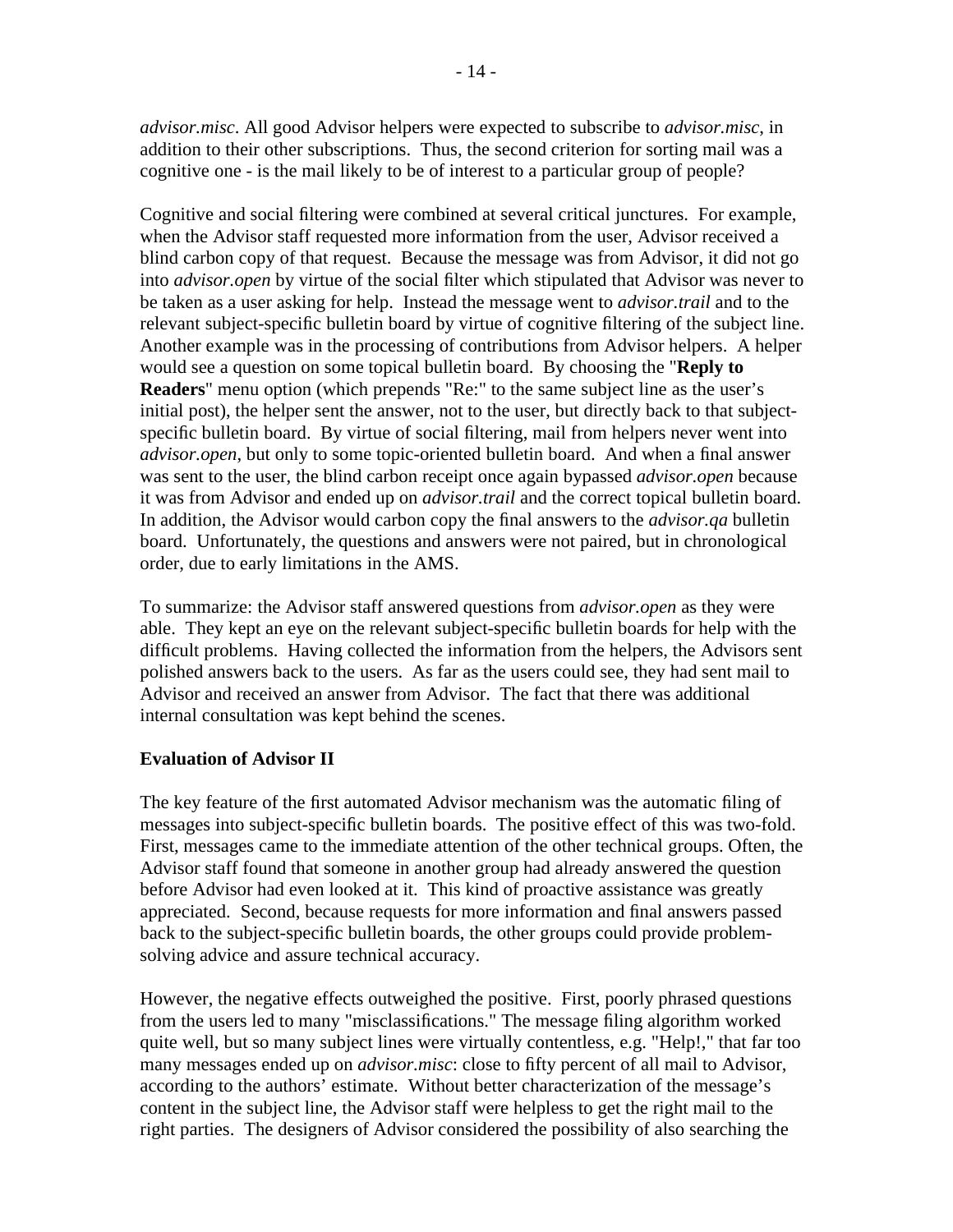*advisor.misc*. All good Advisor helpers were expected to subscribe to *advisor.misc*, in addition to their other subscriptions. Thus, the second criterion for sorting mail was a cognitive one - is the mail likely to be of interest to a particular group of people?

Cognitive and social filtering were combined at several critical junctures. For example, when the Advisor staff requested more information from the user, Advisor received a blind carbon copy of that request. Because the message was from Advisor, it did not go into *advisor.open* by virtue of the social filter which stipulated that Advisor was never to be taken as a user asking for help. Instead the message went to *advisor.trail* and to the relevant subject-specific bulletin board by virtue of cognitive filtering of the subject line. Another example was in the processing of contributions from Advisor helpers. A helper would see a question on some topical bulletin board. By choosing the "**Reply to Readers**" menu option (which prepends "Re:" to the same subject line as the user's initial post), the helper sent the answer, not to the user, but directly back to that subject-specific bulletin board. By virtue of social filtering, mail from helpers never went into *advisor.open*, but only to some topic-oriented bulletin board. And when a final answer was sent to the user, the blind carbon receipt once again bypassed *advisor.open* because it was from Advisor and ended up on *advisor.trail* and the correct topical bulletin board. In addition, the Advisor would carbon copy the final answers to the *advisor.qa* bulletin board. Unfortunately, the questions and answers were not paired, but in chronological order, due to early limitations in the AMS.

To summarize: the Advisor staff answered questions from *advisor.open* as they were able. They kept an eye on the relevant subject-specific bulletin boards for help with the difficult problems. Having collected the information from the helpers, the Advisors sent polished answers back to the users. As far as the users could see, they had sent mail to Advisor and received an answer from Advisor. The fact that there was additional internal consultation was kept behind the scenes.

**Evaluation of Advisor II**

The key feature of the first automated Advisor mechanism was the automatic filing of messages into subject-specific bulletin boards. The positive effect of this was two-fold. First, messages came to the immediate attention of the other technical groups. Often, the Advisor staff found that someone in another group had already answered the question before Advisor had even looked at it. This kind of proactive assistance was greatly appreciated. Second, because requests for more information and final answers passed back to the subject-specific bulletin boards, the other groups could provide problem-solving advice and assure technical accuracy.

However, the negative effects outweighed the positive. First, poorly phrased questions from the users led to many "misclassifications." The message filing algorithm worked quite well, but so many subject lines were virtually contentless, e.g. "Help!," that far too many messages ended up on *advisor.misc*: close to fifty percent of all mail to Advisor, according to the authors' estimate. Without better characterization of the message's content in the subject line, the Advisor staff were helpless to get the right mail to the right parties. The designers of Advisor considered the possibility of also searching the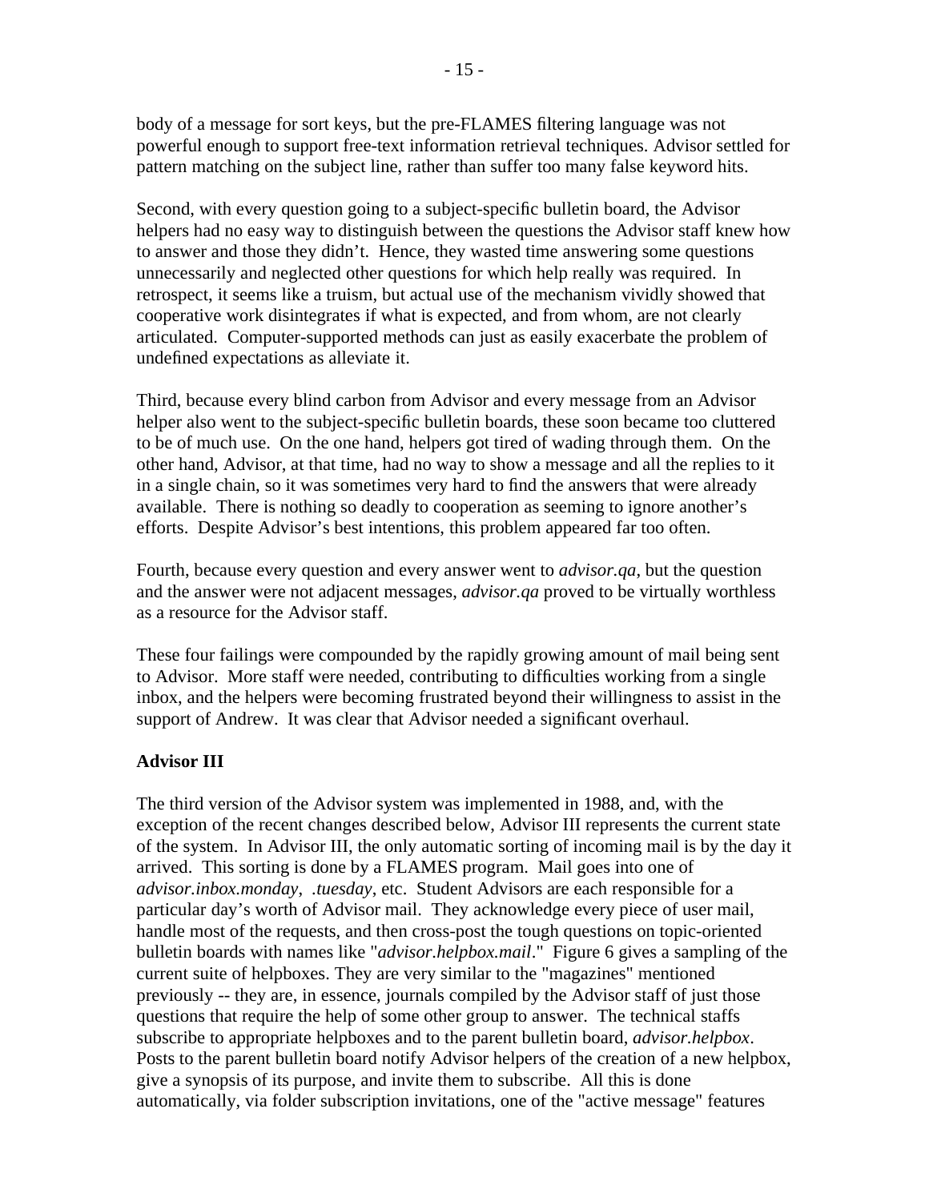body of a message for sort keys, but the pre-FLAMES filtering language was not powerful enough to support free-text information retrieval techniques. Advisor settled for pattern matching on the subject line, rather than suffer too many false keyword hits.

Second, with every question going to a subject-specific bulletin board, the Advisor helpers had no easy way to distinguish between the questions the Advisor staff knew how to answer and those they didn't. Hence, they wasted time answering some questions unnecessarily and neglected other questions for which help really was required. In retrospect, it seems like a truism, but actual use of the mechanism vividly showed that cooperative work disintegrates if what is expected, and from whom, are not clearly articulated. Computer-supported methods can just as easily exacerbate the problem of undefined expectations as alleviate it.

Third, because every blind carbon from Advisor and every message from an Advisor helper also went to the subject-specific bulletin boards, these soon became too cluttered to be of much use. On the one hand, helpers got tired of wading through them. On the other hand, Advisor, at that time, had no way to show a message and all the replies to it in a single chain, so it was sometimes very hard to find the answers that were already available. There is nothing so deadly to cooperation as seeming to ignore another's efforts. Despite Advisor's best intentions, this problem appeared far too often.

Fourth, because every question and every answer went to *advisor.qa*, but the question and the answer were not adjacent messages, *advisor.qa* proved to be virtually worthless as a resource for the Advisor staff.

These four failings were compounded by the rapidly growing amount of mail being sent to Advisor. More staff were needed, contributing to difficulties working from a single inbox, and the helpers were becoming frustrated beyond their willingness to assist in the support of Andrew. It was clear that Advisor needed a significant overhaul.

**Advisor III**

The third version of the Advisor system was implemented in 1988, and, with the exception of the recent changes described below, Advisor III represents the current state of the system. In Advisor III, the only automatic sorting of incoming mail is by the day it arrived. This sorting is done by a FLAMES program. Mail goes into one of *advisor.inbox.monday*, *.tuesday*, etc. Student Advisors are each responsible for a particular day's worth of Advisor mail. They acknowledge every piece of user mail, handle most of the requests, and then cross-post the tough questions on topic-oriented bulletin boards with names like "*advisor.helpbox.mail*." Figure 6 gives a sampling of the current suite of helpboxes. They are very similar to the "magazines" mentioned previously -- they are, in essence, journals compiled by the Advisor staff of just those questions that require the help of some other group to answer. The technical staffs subscribe to appropriate helpboxes and to the parent bulletin board, *advisor.helpbox*. Posts to the parent bulletin board notify Advisor helpers of the creation of a new helpbox, give a synopsis of its purpose, and invite them to subscribe. All this is done automatically, via folder subscription invitations, one of the "active message" features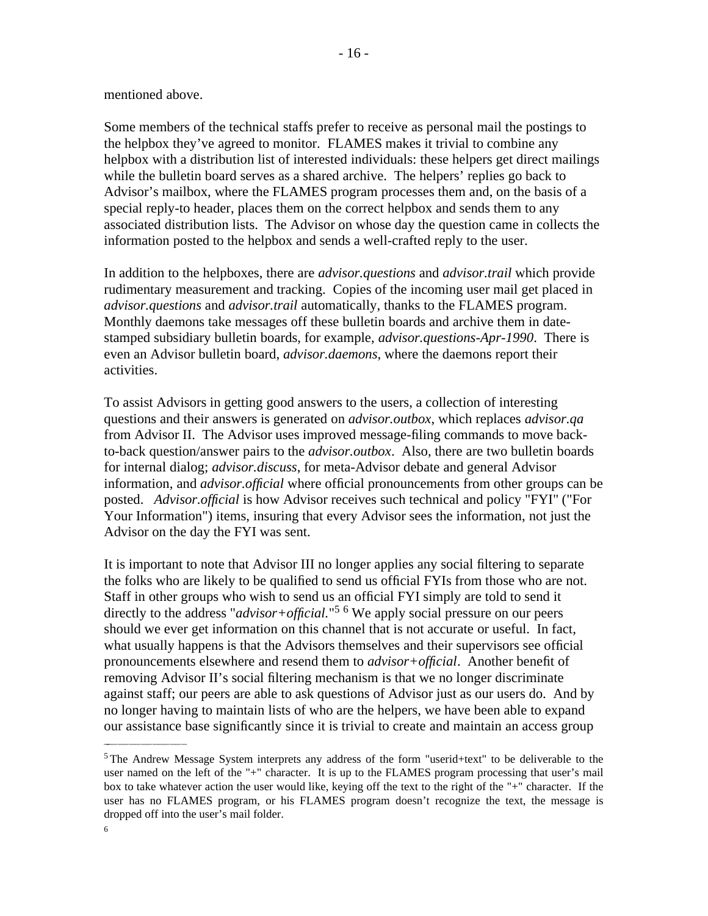mentioned above.

Some members of the technical staffs prefer to receive as personal mail the postings to the helpbox they've agreed to monitor. FLAMES makes it trivial to combine any helpbox with a distribution list of interested individuals: these helpers get direct mailings while the bulletin board serves as a shared archive. The helpers' replies go back to Advisor's mailbox, where the FLAMES program processes them and, on the basis of a special reply-to header, places them on the correct helpbox and sends them to any associated distribution lists. The Advisor on whose day the question came in collects the information posted to the helpbox and sends a well-crafted reply to the user.

In addition to the helpboxes, there are *advisor.questions* and *advisor.trail* which provide rudimentary measurement and tracking. Copies of the incoming user mail get placed in *advisor.questions* and *advisor.trail* automatically, thanks to the FLAMES program. Monthly daemons take messages off these bulletin boards and archive them in date-stamped subsidiary bulletin boards, for example, *advisor.questions-Apr-1990*. There is even an Advisor bulletin board, *advisor.daemons*, where the daemons report their activities.

To assist Advisors in getting good answers to the users, a collection of interesting questions and their answers is generated on *advisor.outbox*, which replaces *advisor.qa* from Advisor II. The Advisor uses improved message-filing commands to move back-to-back question/answer pairs to the *advisor.outbox*. Also, there are two bulletin boards for internal dialog; *advisor.discuss*, for meta-Advisor debate and general Advisor information, and *advisor.official* where official pronouncements from other groups can be posted. *Advisor.official* is how Advisor receives such technical and policy "FYI" ("For Your Information") items, insuring that every Advisor sees the information, not just the Advisor on the day the FYI was sent.

It is important to note that Advisor III no longer applies any social filtering to separate the folks who are likely to be qualified to send us official FYIs from those who are not. Staff in other groups who wish to send us an official FYI simply are told to send it directly to the address "*advisor+official*."[5] [6] We apply social pressure on our peers should we ever get information on this channel that is not accurate or useful. In fact, what usually happens is that the Advisors themselves and their supervisors see official pronouncements elsewhere and resend them to *advisor+official*. Another benefit of removing Advisor II's social filtering mechanism is that we no longer discriminate against staff; our peers are able to ask questions of Advisor just as our users do. And by no longer having to maintain lists of who are the helpers, we have been able to expand our assistance base significantly since it is trivial to create and maintain an access group

---

[5] The Andrew Message System interprets any address of the form "userid+text" to be deliverable to the user named on the left of the "+" character. It is up to the FLAMES program processing that user's mail box to take whatever action the user would like, keying off the text to the right of the "+" character. If the user has no FLAMES program, or his FLAMES program doesn't recognize the text, the message is dropped off into the user's mail folder.

[6]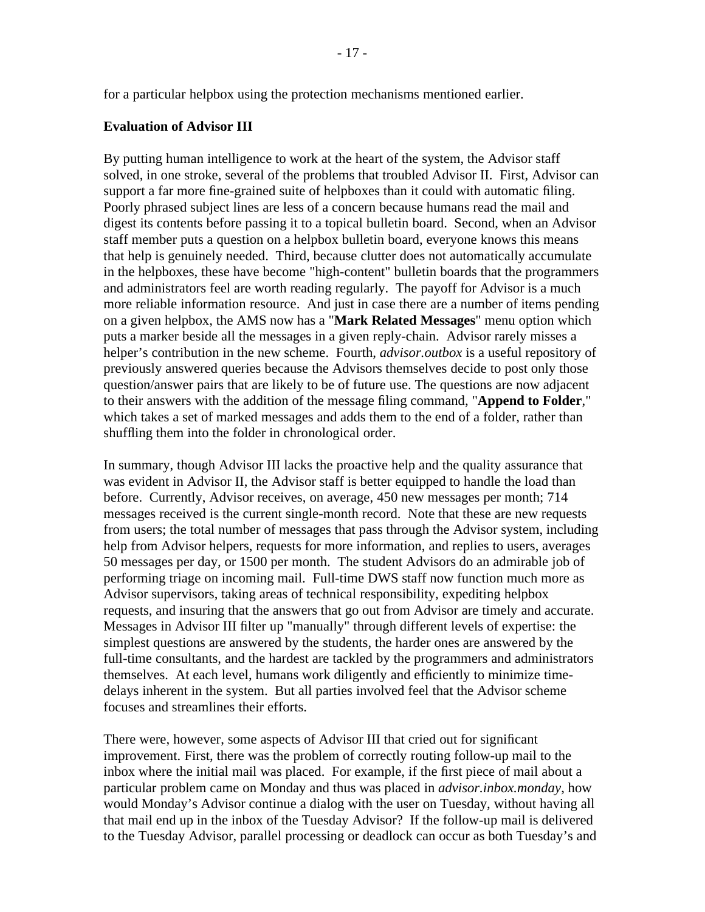for a particular helpbox using the protection mechanisms mentioned earlier.

**Evaluation of Advisor III**

By putting human intelligence to work at the heart of the system, the Advisor staff solved, in one stroke, several of the problems that troubled Advisor II. First, Advisor can support a far more fine-grained suite of helpboxes than it could with automatic filing. Poorly phrased subject lines are less of a concern because humans read the mail and digest its contents before passing it to a topical bulletin board. Second, when an Advisor staff member puts a question on a helpbox bulletin board, everyone knows this means that help is genuinely needed. Third, because clutter does not automatically accumulate in the helpboxes, these have become "high-content" bulletin boards that the programmers and administrators feel are worth reading regularly. The payoff for Advisor is a much more reliable information resource. And just in case there are a number of items pending on a given helpbox, the AMS now has a "**Mark Related Messages**" menu option which puts a marker beside all the messages in a given reply-chain. Advisor rarely misses a helper's contribution in the new scheme. Fourth, *advisor.outbox* is a useful repository of previously answered queries because the Advisors themselves decide to post only those question/answer pairs that are likely to be of future use. The questions are now adjacent to their answers with the addition of the message filing command, "**Append to Folder**," which takes a set of marked messages and adds them to the end of a folder, rather than shuffling them into the folder in chronological order.

In summary, though Advisor III lacks the proactive help and the quality assurance that was evident in Advisor II, the Advisor staff is better equipped to handle the load than before. Currently, Advisor receives, on average, 450 new messages per month; 714 messages received is the current single-month record. Note that these are new requests from users; the total number of messages that pass through the Advisor system, including help from Advisor helpers, requests for more information, and replies to users, averages 50 messages per day, or 1500 per month. The student Advisors do an admirable job of performing triage on incoming mail. Full-time DWS staff now function much more as Advisor supervisors, taking areas of technical responsibility, expediting helpbox requests, and insuring that the answers that go out from Advisor are timely and accurate. Messages in Advisor III filter up "manually" through different levels of expertise: the simplest questions are answered by the students, the harder ones are answered by the full-time consultants, and the hardest are tackled by the programmers and administrators themselves. At each level, humans work diligently and efficiently to minimize time-delays inherent in the system. But all parties involved feel that the Advisor scheme focuses and streamlines their efforts.

There were, however, some aspects of Advisor III that cried out for significant improvement. First, there was the problem of correctly routing follow-up mail to the inbox where the initial mail was placed. For example, if the first piece of mail about a particular problem came on Monday and thus was placed in *advisor.inbox.monday*, how would Monday's Advisor continue a dialog with the user on Tuesday, without having all that mail end up in the inbox of the Tuesday Advisor? If the follow-up mail is delivered to the Tuesday Advisor, parallel processing or deadlock can occur as both Tuesday's and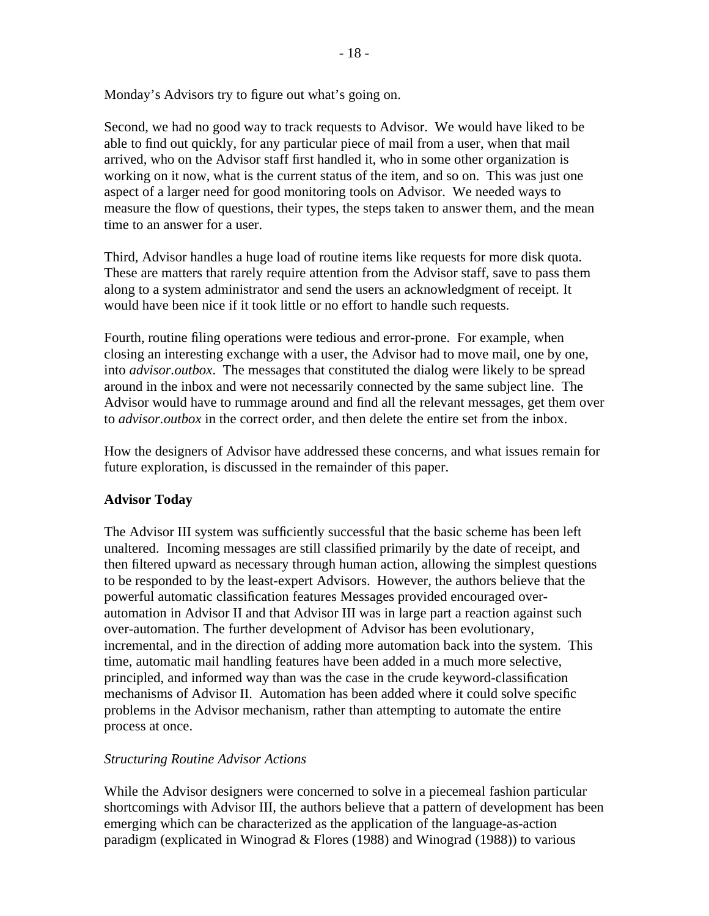Monday's Advisors try to figure out what's going on.

Second, we had no good way to track requests to Advisor. We would have liked to be able to find out quickly, for any particular piece of mail from a user, when that mail arrived, who on the Advisor staff first handled it, who in some other organization is working on it now, what is the current status of the item, and so on. This was just one aspect of a larger need for good monitoring tools on Advisor. We needed ways to measure the flow of questions, their types, the steps taken to answer them, and the mean time to an answer for a user.

Third, Advisor handles a huge load of routine items like requests for more disk quota. These are matters that rarely require attention from the Advisor staff, save to pass them along to a system administrator and send the users an acknowledgment of receipt. It would have been nice if it took little or no effort to handle such requests.

Fourth, routine filing operations were tedious and error-prone. For example, when closing an interesting exchange with a user, the Advisor had to move mail, one by one, into *advisor.outbox*. The messages that constituted the dialog were likely to be spread around in the inbox and were not necessarily connected by the same subject line. The Advisor would have to rummage around and find all the relevant messages, get them over to *advisor.outbox* in the correct order, and then delete the entire set from the inbox.

How the designers of Advisor have addressed these concerns, and what issues remain for future exploration, is discussed in the remainder of this paper.

**Advisor Today**

The Advisor III system was sufficiently successful that the basic scheme has been left unaltered. Incoming messages are still classified primarily by the date of receipt, and then filtered upward as necessary through human action, allowing the simplest questions to be responded to by the least-expert Advisors. However, the authors believe that the powerful automatic classification features Messages provided encouraged over-automation in Advisor II and that Advisor III was in large part a reaction against such over-automation. The further development of Advisor has been evolutionary, incremental, and in the direction of adding more automation back into the system. This time, automatic mail handling features have been added in a much more selective, principled, and informed way than was the case in the crude keyword-classification mechanisms of Advisor II. Automation has been added where it could solve specific problems in the Advisor mechanism, rather than attempting to automate the entire process at once.

*Structuring Routine Advisor Actions*

While the Advisor designers were concerned to solve in a piecemeal fashion particular shortcomings with Advisor III, the authors believe that a pattern of development has been emerging which can be characterized as the application of the language-as-action paradigm (explicated in Winograd & Flores (1988) and Winograd (1988)) to various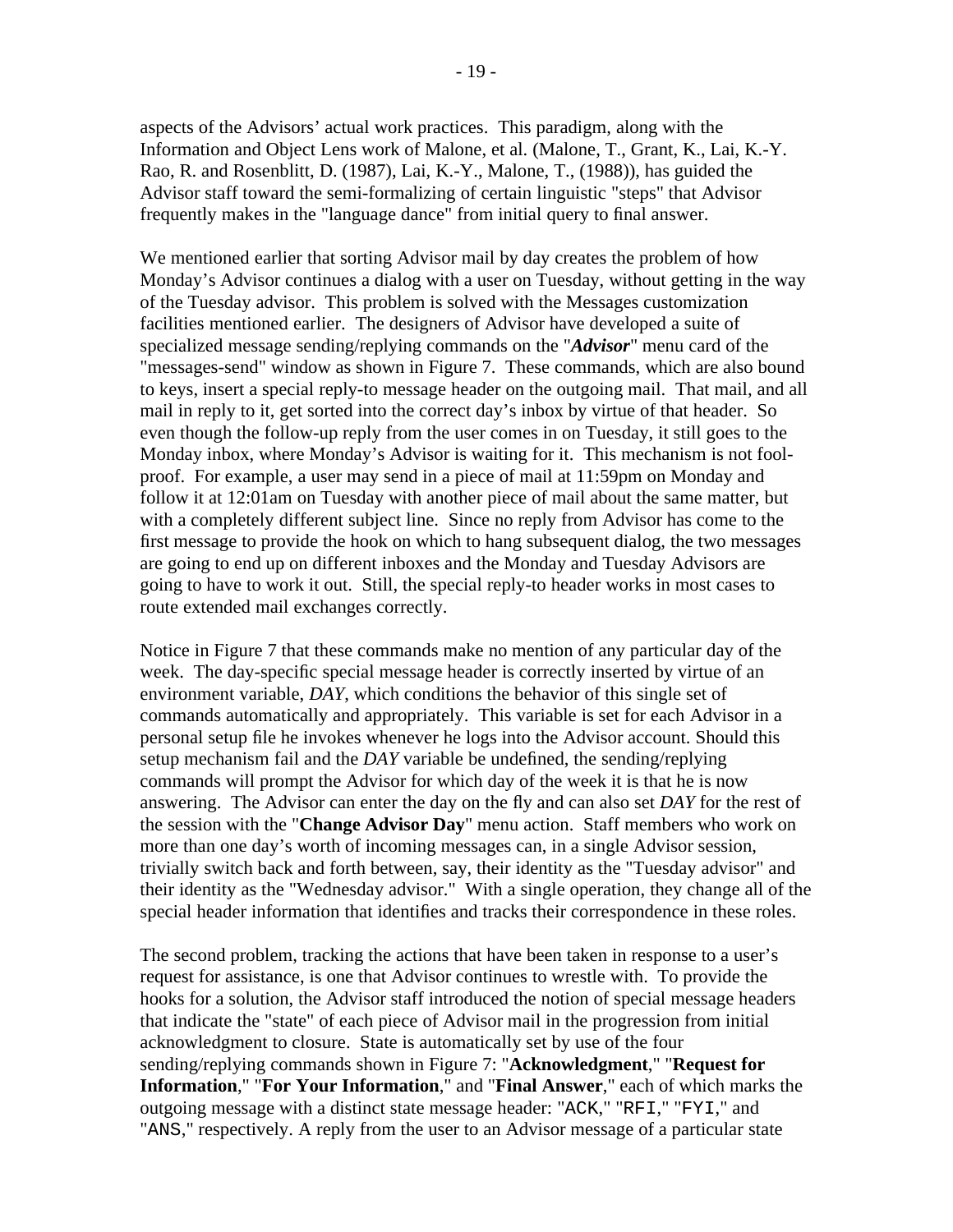aspects of the Advisors' actual work practices. This paradigm, along with the Information and Object Lens work of Malone, et al. (Malone, T., Grant, K., Lai, K.-Y. Rao, R. and Rosenblitt, D. (1987), Lai, K.-Y., Malone, T., (1988)), has guided the Advisor staff toward the semi-formalizing of certain linguistic "steps" that Advisor frequently makes in the "language dance" from initial query to final answer.

We mentioned earlier that sorting Advisor mail by day creates the problem of how Monday's Advisor continues a dialog with a user on Tuesday, without getting in the way of the Tuesday advisor. This problem is solved with the Messages customization facilities mentioned earlier. The designers of Advisor have developed a suite of specialized message sending/replying commands on the "***Advisor***" menu card of the "messages-send" window as shown in Figure 7. These commands, which are also bound to keys, insert a special reply-to message header on the outgoing mail. That mail, and all mail in reply to it, get sorted into the correct day's inbox by virtue of that header. So even though the follow-up reply from the user comes in on Tuesday, it still goes to the Monday inbox, where Monday's Advisor is waiting for it. This mechanism is not fool-proof. For example, a user may send in a piece of mail at 11:59pm on Monday and follow it at 12:01am on Tuesday with another piece of mail about the same matter, but with a completely different subject line. Since no reply from Advisor has come to the first message to provide the hook on which to hang subsequent dialog, the two messages are going to end up on different inboxes and the Monday and Tuesday Advisors are going to have to work it out. Still, the special reply-to header works in most cases to route extended mail exchanges correctly.

Notice in Figure 7 that these commands make no mention of any particular day of the week. The day-specific special message header is correctly inserted by virtue of an environment variable, *DAY*, which conditions the behavior of this single set of commands automatically and appropriately. This variable is set for each Advisor in a personal setup file he invokes whenever he logs into the Advisor account. Should this setup mechanism fail and the *DAY* variable be undefined, the sending/replying commands will prompt the Advisor for which day of the week it is that he is now answering. The Advisor can enter the day on the fly and can also set *DAY* for the rest of the session with the "**Change Advisor Day**" menu action. Staff members who work on more than one day's worth of incoming messages can, in a single Advisor session, trivially switch back and forth between, say, their identity as the "Tuesday advisor" and their identity as the "Wednesday advisor." With a single operation, they change all of the special header information that identifies and tracks their correspondence in these roles.

The second problem, tracking the actions that have been taken in response to a user's request for assistance, is one that Advisor continues to wrestle with. To provide the hooks for a solution, the Advisor staff introduced the notion of special message headers that indicate the "state" of each piece of Advisor mail in the progression from initial acknowledgment to closure. State is automatically set by use of the four sending/replying commands shown in Figure 7: "**Acknowledgment**," "**Request for Information**," "**For Your Information**," and "**Final Answer**," each of which marks the outgoing message with a distinct state message header: "`ACK`," "`RFI`," "`FYI`," and "`ANS`," respectively. A reply from the user to an Advisor message of a particular state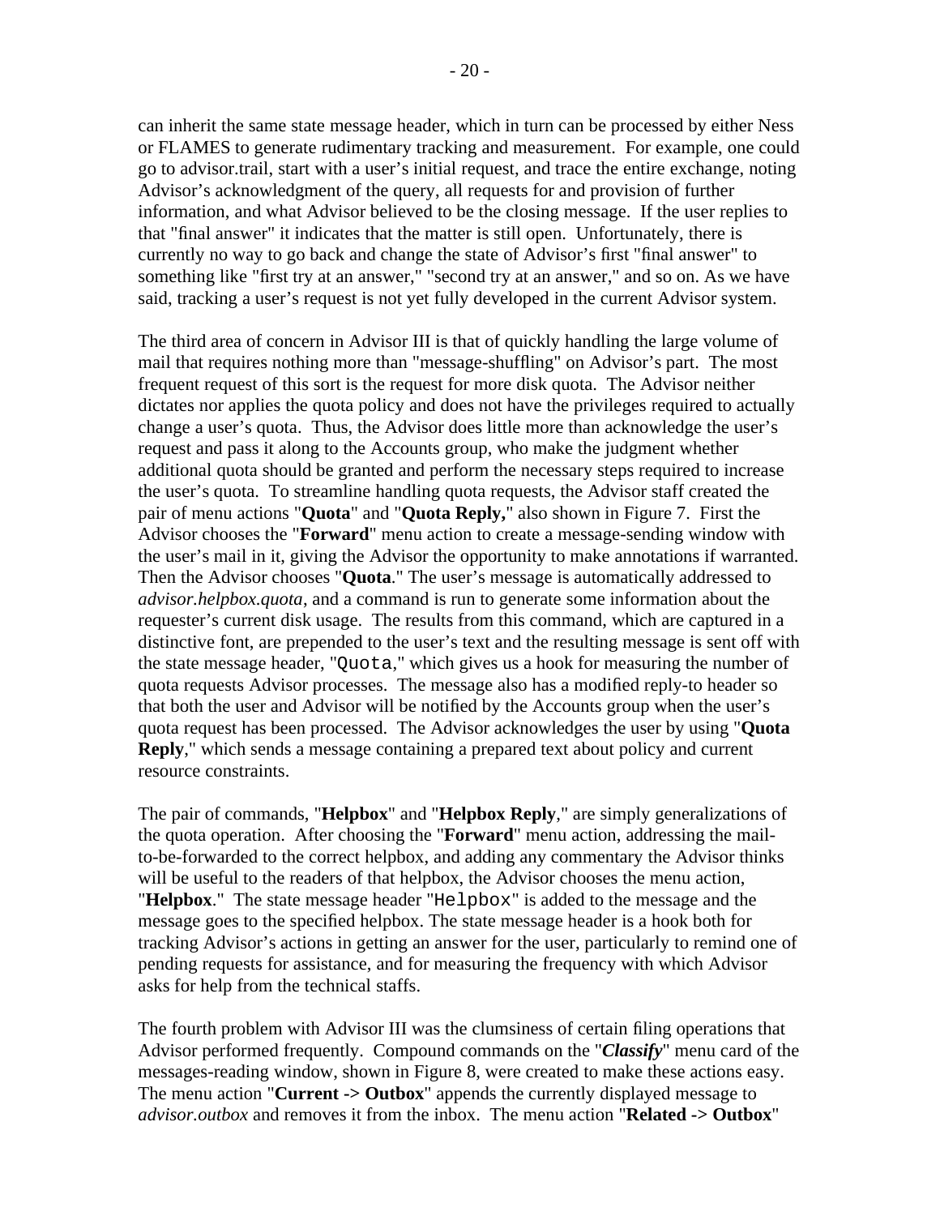can inherit the same state message header, which in turn can be processed by either Ness or FLAMES to generate rudimentary tracking and measurement. For example, one could go to advisor.trail, start with a user's initial request, and trace the entire exchange, noting Advisor's acknowledgment of the query, all requests for and provision of further information, and what Advisor believed to be the closing message. If the user replies to that "final answer" it indicates that the matter is still open. Unfortunately, there is currently no way to go back and change the state of Advisor's first "final answer" to something like "first try at an answer," "second try at an answer," and so on. As we have said, tracking a user's request is not yet fully developed in the current Advisor system.

The third area of concern in Advisor III is that of quickly handling the large volume of mail that requires nothing more than "message-shuffling" on Advisor's part. The most frequent request of this sort is the request for more disk quota. The Advisor neither dictates nor applies the quota policy and does not have the privileges required to actually change a user's quota. Thus, the Advisor does little more than acknowledge the user's request and pass it along to the Accounts group, who make the judgment whether additional quota should be granted and perform the necessary steps required to increase the user's quota. To streamline handling quota requests, the Advisor staff created the pair of menu actions "**Quota**" and "**Quota Reply,**" also shown in Figure 7. First the Advisor chooses the "**Forward**" menu action to create a message-sending window with the user's mail in it, giving the Advisor the opportunity to make annotations if warranted. Then the Advisor chooses "**Quota**." The user's message is automatically addressed to *advisor.helpbox.quota*, and a command is run to generate some information about the requester's current disk usage. The results from this command, which are captured in a distinctive font, are prepended to the user's text and the resulting message is sent off with the state message header, "`Quota`," which gives us a hook for measuring the number of quota requests Advisor processes. The message also has a modified reply-to header so that both the user and Advisor will be notified by the Accounts group when the user's quota request has been processed. The Advisor acknowledges the user by using "**Quota Reply**," which sends a message containing a prepared text about policy and current resource constraints.

The pair of commands, "**Helpbox**" and "**Helpbox Reply**," are simply generalizations of the quota operation. After choosing the "**Forward**" menu action, addressing the mail-to-be-forwarded to the correct helpbox, and adding any commentary the Advisor thinks will be useful to the readers of that helpbox, the Advisor chooses the menu action, "**Helpbox**." The state message header "`Helpbox`" is added to the message and the message goes to the specified helpbox. The state message header is a hook both for tracking Advisor's actions in getting an answer for the user, particularly to remind one of pending requests for assistance, and for measuring the frequency with which Advisor asks for help from the technical staffs.

The fourth problem with Advisor III was the clumsiness of certain filing operations that Advisor performed frequently. Compound commands on the "***Classify***" menu card of the messages-reading window, shown in Figure 8, were created to make these actions easy. The menu action "**Current -> Outbox**" appends the currently displayed message to *advisor.outbox* and removes it from the inbox. The menu action "**Related -> Outbox**"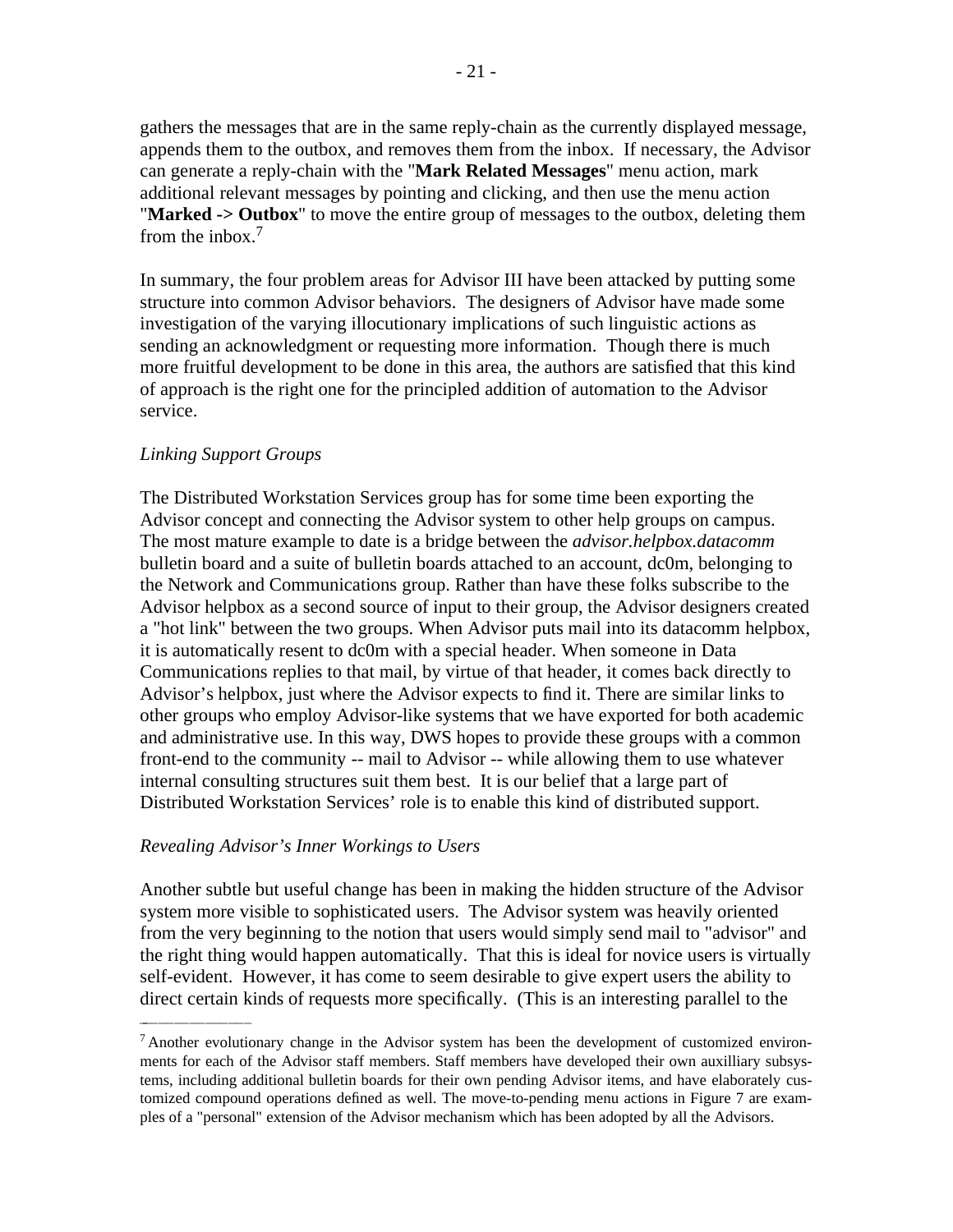gathers the messages that are in the same reply-chain as the currently displayed message, appends them to the outbox, and removes them from the inbox. If necessary, the Advisor can generate a reply-chain with the "**Mark Related Messages**" menu action, mark additional relevant messages by pointing and clicking, and then use the menu action "**Marked -> Outbox**" to move the entire group of messages to the outbox, deleting them from the inbox.[7]

In summary, the four problem areas for Advisor III have been attacked by putting some structure into common Advisor behaviors. The designers of Advisor have made some investigation of the varying illocutionary implications of such linguistic actions as sending an acknowledgment or requesting more information. Though there is much more fruitful development to be done in this area, the authors are satisfied that this kind of approach is the right one for the principled addition of automation to the Advisor service.

*Linking Support Groups*

The Distributed Workstation Services group has for some time been exporting the Advisor concept and connecting the Advisor system to other help groups on campus. The most mature example to date is a bridge between the *advisor.helpbox.datacomm* bulletin board and a suite of bulletin boards attached to an account, dc0m, belonging to the Network and Communications group. Rather than have these folks subscribe to the Advisor helpbox as a second source of input to their group, the Advisor designers created a "hot link" between the two groups. When Advisor puts mail into its datacomm helpbox, it is automatically resent to dc0m with a special header. When someone in Data Communications replies to that mail, by virtue of that header, it comes back directly to Advisor's helpbox, just where the Advisor expects to find it. There are similar links to other groups who employ Advisor-like systems that we have exported for both academic and administrative use. In this way, DWS hopes to provide these groups with a common front-end to the community -- mail to Advisor -- while allowing them to use whatever internal consulting structures suit them best. It is our belief that a large part of Distributed Workstation Services' role is to enable this kind of distributed support.

*Revealing Advisor's Inner Workings to Users*

Another subtle but useful change has been in making the hidden structure of the Advisor system more visible to sophisticated users. The Advisor system was heavily oriented from the very beginning to the notion that users would simply send mail to "advisor" and the right thing would happen automatically. That this is ideal for novice users is virtually self-evident. However, it has come to seem desirable to give expert users the ability to direct certain kinds of requests more specifically. (This is an interesting parallel to the

---

[7] Another evolutionary change in the Advisor system has been the development of customized environments for each of the Advisor staff members. Staff members have developed their own auxilliary subsystems, including additional bulletin boards for their own pending Advisor items, and have elaborately customized compound operations defined as well. The move-to-pending menu actions in Figure 7 are examples of a "personal" extension of the Advisor mechanism which has been adopted by all the Advisors.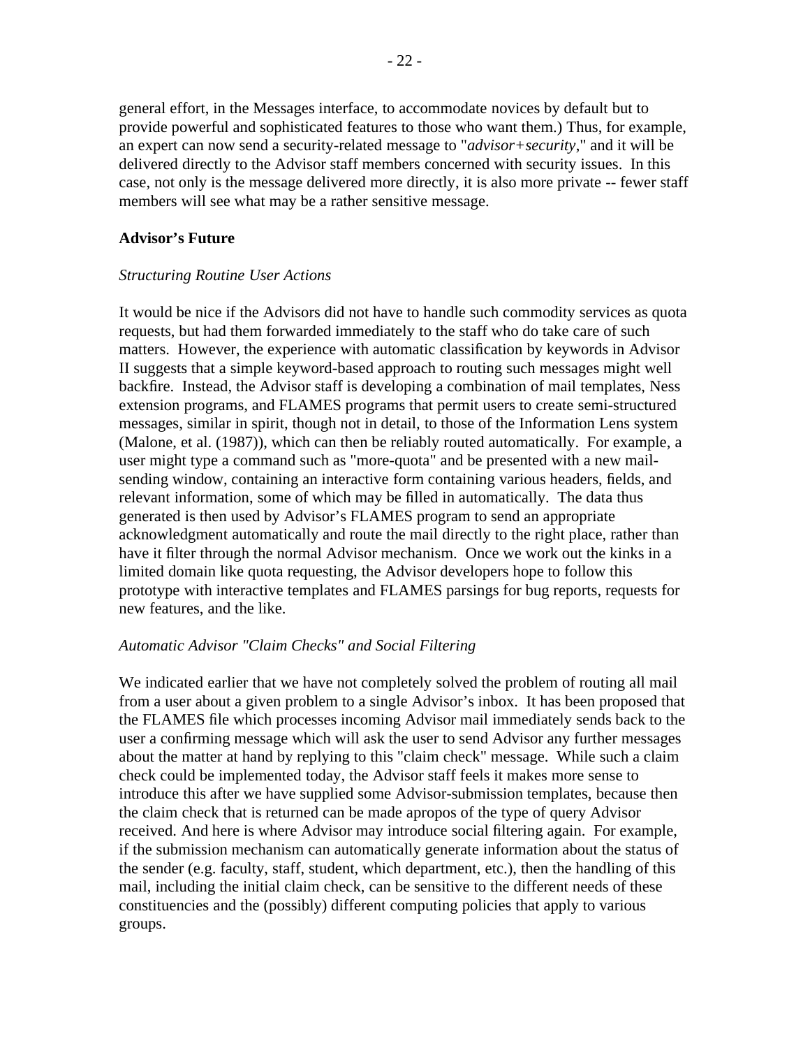general effort, in the Messages interface, to accommodate novices by default but to provide powerful and sophisticated features to those who want them.) Thus, for example, an expert can now send a security-related message to "*advisor+security*," and it will be delivered directly to the Advisor staff members concerned with security issues. In this case, not only is the message delivered more directly, it is also more private -- fewer staff members will see what may be a rather sensitive message.

**Advisor's Future**

*Structuring Routine User Actions*

It would be nice if the Advisors did not have to handle such commodity services as quota requests, but had them forwarded immediately to the staff who do take care of such matters. However, the experience with automatic classification by keywords in Advisor II suggests that a simple keyword-based approach to routing such messages might well backfire. Instead, the Advisor staff is developing a combination of mail templates, Ness extension programs, and FLAMES programs that permit users to create semi-structured messages, similar in spirit, though not in detail, to those of the Information Lens system (Malone, et al. (1987)), which can then be reliably routed automatically. For example, a user might type a command such as "more-quota" and be presented with a new mail-sending window, containing an interactive form containing various headers, fields, and relevant information, some of which may be filled in automatically. The data thus generated is then used by Advisor's FLAMES program to send an appropriate acknowledgment automatically and route the mail directly to the right place, rather than have it filter through the normal Advisor mechanism. Once we work out the kinks in a limited domain like quota requesting, the Advisor developers hope to follow this prototype with interactive templates and FLAMES parsings for bug reports, requests for new features, and the like.

*Automatic Advisor "Claim Checks" and Social Filtering*

We indicated earlier that we have not completely solved the problem of routing all mail from a user about a given problem to a single Advisor's inbox. It has been proposed that the FLAMES file which processes incoming Advisor mail immediately sends back to the user a confirming message which will ask the user to send Advisor any further messages about the matter at hand by replying to this "claim check" message. While such a claim check could be implemented today, the Advisor staff feels it makes more sense to introduce this after we have supplied some Advisor-submission templates, because then the claim check that is returned can be made apropos of the type of query Advisor received. And here is where Advisor may introduce social filtering again. For example, if the submission mechanism can automatically generate information about the status of the sender (e.g. faculty, staff, student, which department, etc.), then the handling of this mail, including the initial claim check, can be sensitive to the different needs of these constituencies and the (possibly) different computing policies that apply to various groups.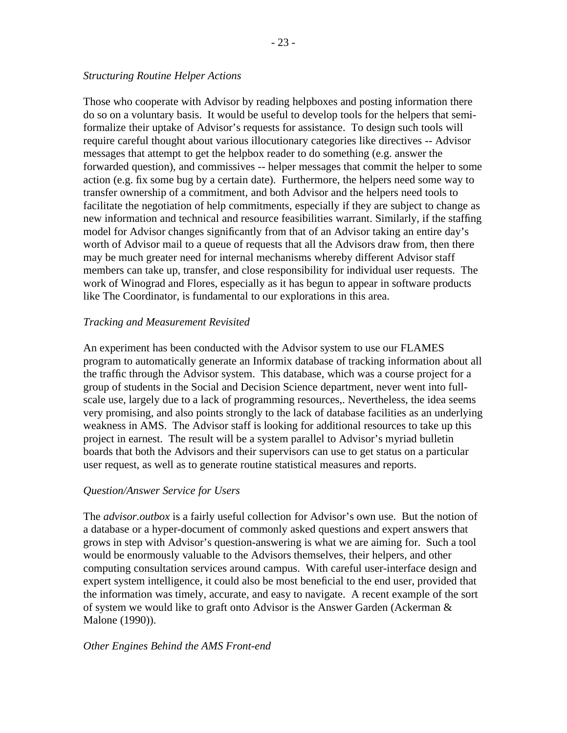*Structuring Routine Helper Actions*

Those who cooperate with Advisor by reading helpboxes and posting information there do so on a voluntary basis. It would be useful to develop tools for the helpers that semi-formalize their uptake of Advisor's requests for assistance. To design such tools will require careful thought about various illocutionary categories like directives -- Advisor messages that attempt to get the helpbox reader to do something (e.g. answer the forwarded question), and commissives -- helper messages that commit the helper to some action (e.g. fix some bug by a certain date). Furthermore, the helpers need some way to transfer ownership of a commitment, and both Advisor and the helpers need tools to facilitate the negotiation of help commitments, especially if they are subject to change as new information and technical and resource feasibilities warrant. Similarly, if the staffing model for Advisor changes significantly from that of an Advisor taking an entire day's worth of Advisor mail to a queue of requests that all the Advisors draw from, then there may be much greater need for internal mechanisms whereby different Advisor staff members can take up, transfer, and close responsibility for individual user requests. The work of Winograd and Flores, especially as it has begun to appear in software products like The Coordinator, is fundamental to our explorations in this area.

*Tracking and Measurement Revisited*

An experiment has been conducted with the Advisor system to use our FLAMES program to automatically generate an Informix database of tracking information about all the traffic through the Advisor system. This database, which was a course project for a group of students in the Social and Decision Science department, never went into full-scale use, largely due to a lack of programming resources,. Nevertheless, the idea seems very promising, and also points strongly to the lack of database facilities as an underlying weakness in AMS. The Advisor staff is looking for additional resources to take up this project in earnest. The result will be a system parallel to Advisor's myriad bulletin boards that both the Advisors and their supervisors can use to get status on a particular user request, as well as to generate routine statistical measures and reports.

*Question/Answer Service for Users*

The *advisor.outbox* is a fairly useful collection for Advisor's own use. But the notion of a database or a hyper-document of commonly asked questions and expert answers that grows in step with Advisor's question-answering is what we are aiming for. Such a tool would be enormously valuable to the Advisors themselves, their helpers, and other computing consultation services around campus. With careful user-interface design and expert system intelligence, it could also be most beneficial to the end user, provided that the information was timely, accurate, and easy to navigate. A recent example of the sort of system we would like to graft onto Advisor is the Answer Garden (Ackerman & Malone (1990)).

*Other Engines Behind the AMS Front-end*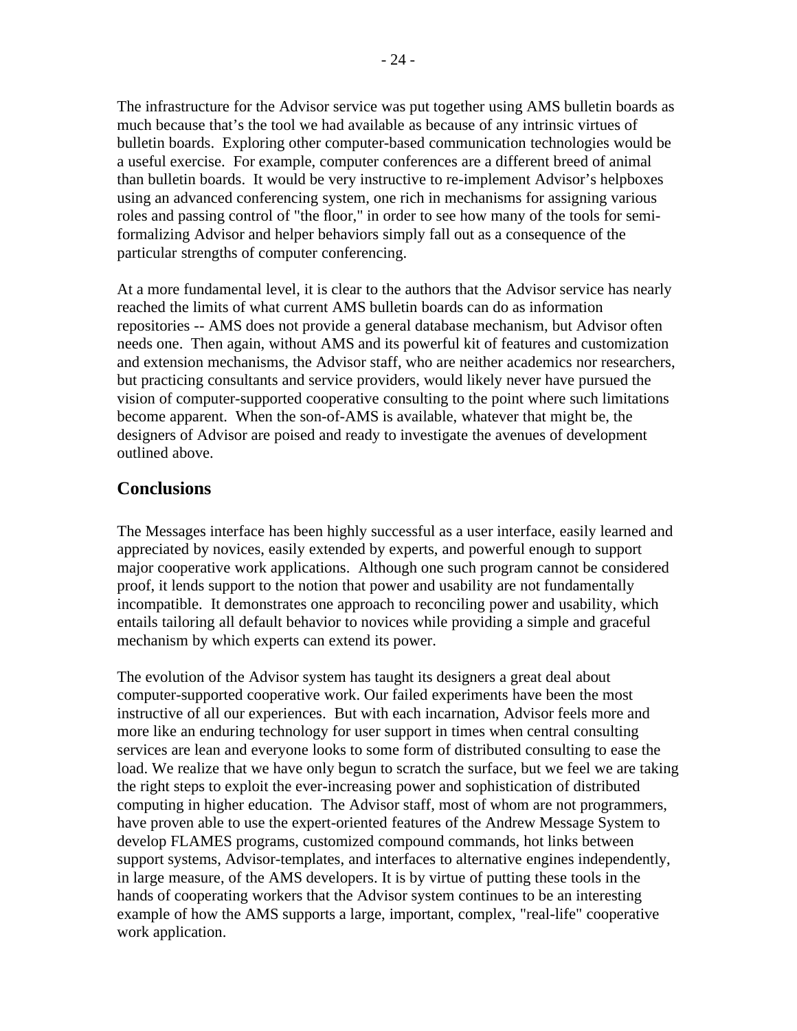The infrastructure for the Advisor service was put together using AMS bulletin boards as much because that's the tool we had available as because of any intrinsic virtues of bulletin boards. Exploring other computer-based communication technologies would be a useful exercise. For example, computer conferences are a different breed of animal than bulletin boards. It would be very instructive to re-implement Advisor's helpboxes using an advanced conferencing system, one rich in mechanisms for assigning various roles and passing control of "the floor," in order to see how many of the tools for semi-formalizing Advisor and helper behaviors simply fall out as a consequence of the particular strengths of computer conferencing.

At a more fundamental level, it is clear to the authors that the Advisor service has nearly reached the limits of what current AMS bulletin boards can do as information repositories -- AMS does not provide a general database mechanism, but Advisor often needs one. Then again, without AMS and its powerful kit of features and customization and extension mechanisms, the Advisor staff, who are neither academics nor researchers, but practicing consultants and service providers, would likely never have pursued the vision of computer-supported cooperative consulting to the point where such limitations become apparent. When the son-of-AMS is available, whatever that might be, the designers of Advisor are poised and ready to investigate the avenues of development outlined above.

## Conclusions

The Messages interface has been highly successful as a user interface, easily learned and appreciated by novices, easily extended by experts, and powerful enough to support major cooperative work applications. Although one such program cannot be considered proof, it lends support to the notion that power and usability are not fundamentally incompatible. It demonstrates one approach to reconciling power and usability, which entails tailoring all default behavior to novices while providing a simple and graceful mechanism by which experts can extend its power.

The evolution of the Advisor system has taught its designers a great deal about computer-supported cooperative work. Our failed experiments have been the most instructive of all our experiences. But with each incarnation, Advisor feels more and more like an enduring technology for user support in times when central consulting services are lean and everyone looks to some form of distributed consulting to ease the load. We realize that we have only begun to scratch the surface, but we feel we are taking the right steps to exploit the ever-increasing power and sophistication of distributed computing in higher education. The Advisor staff, most of whom are not programmers, have proven able to use the expert-oriented features of the Andrew Message System to develop FLAMES programs, customized compound commands, hot links between support systems, Advisor-templates, and interfaces to alternative engines independently, in large measure, of the AMS developers. It is by virtue of putting these tools in the hands of cooperating workers that the Advisor system continues to be an interesting example of how the AMS supports a large, important, complex, "real-life" cooperative work application.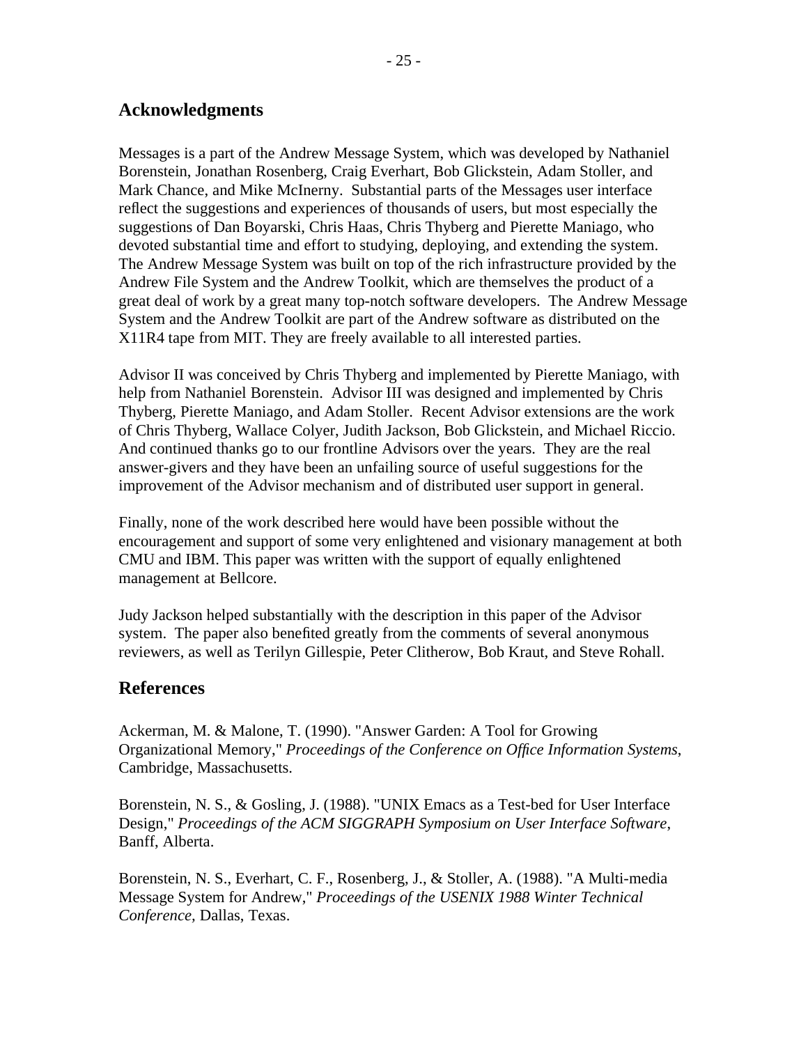## Acknowledgments

Messages is a part of the Andrew Message System, which was developed by Nathaniel Borenstein, Jonathan Rosenberg, Craig Everhart, Bob Glickstein, Adam Stoller, and Mark Chance, and Mike McInerny. Substantial parts of the Messages user interface reflect the suggestions and experiences of thousands of users, but most especially the suggestions of Dan Boyarski, Chris Haas, Chris Thyberg and Pierette Maniago, who devoted substantial time and effort to studying, deploying, and extending the system. The Andrew Message System was built on top of the rich infrastructure provided by the Andrew File System and the Andrew Toolkit, which are themselves the product of a great deal of work by a great many top-notch software developers. The Andrew Message System and the Andrew Toolkit are part of the Andrew software as distributed on the X11R4 tape from MIT. They are freely available to all interested parties.

Advisor II was conceived by Chris Thyberg and implemented by Pierette Maniago, with help from Nathaniel Borenstein. Advisor III was designed and implemented by Chris Thyberg, Pierette Maniago, and Adam Stoller. Recent Advisor extensions are the work of Chris Thyberg, Wallace Colyer, Judith Jackson, Bob Glickstein, and Michael Riccio. And continued thanks go to our frontline Advisors over the years. They are the real answer-givers and they have been an unfailing source of useful suggestions for the improvement of the Advisor mechanism and of distributed user support in general.

Finally, none of the work described here would have been possible without the encouragement and support of some very enlightened and visionary management at both CMU and IBM. This paper was written with the support of equally enlightened management at Bellcore.

Judy Jackson helped substantially with the description in this paper of the Advisor system. The paper also benefited greatly from the comments of several anonymous reviewers, as well as Terilyn Gillespie, Peter Clitherow, Bob Kraut, and Steve Rohall.

## References

Ackerman, M. & Malone, T. (1990). "Answer Garden: A Tool for Growing Organizational Memory," *Proceedings of the Conference on Office Information Systems*, Cambridge, Massachusetts.

Borenstein, N. S., & Gosling, J. (1988). "UNIX Emacs as a Test-bed for User Interface Design," *Proceedings of the ACM SIGGRAPH Symposium on User Interface Software*, Banff, Alberta.

Borenstein, N. S., Everhart, C. F., Rosenberg, J., & Stoller, A. (1988). "A Multi-media Message System for Andrew," *Proceedings of the USENIX 1988 Winter Technical Conference,* Dallas, Texas.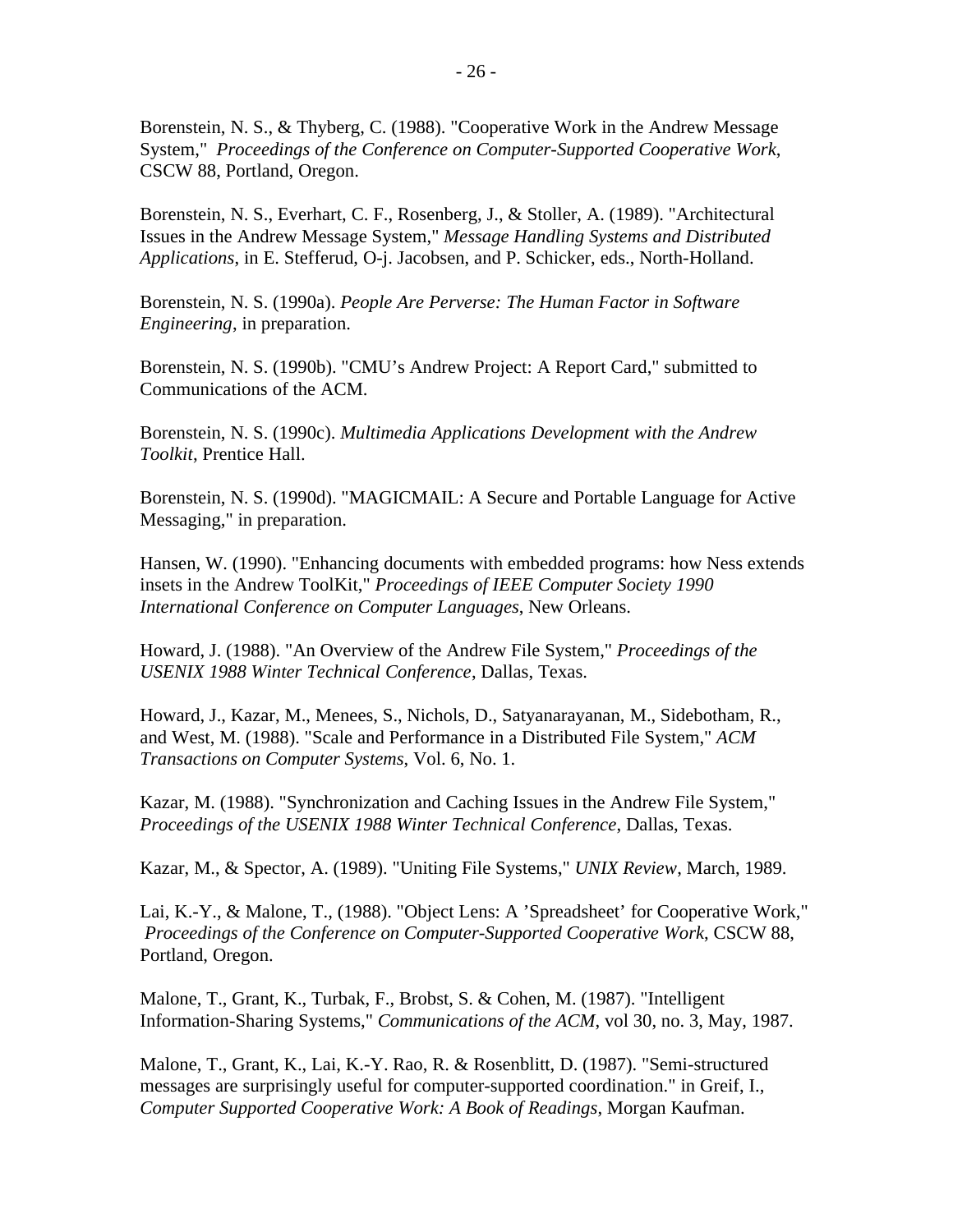Borenstein, N. S., & Thyberg, C. (1988). "Cooperative Work in the Andrew Message System," *Proceedings of the Conference on Computer-Supported Cooperative Work*, CSCW 88, Portland, Oregon.

Borenstein, N. S., Everhart, C. F., Rosenberg, J., & Stoller, A. (1989). "Architectural Issues in the Andrew Message System," *Message Handling Systems and Distributed Applications*, in E. Stefferud, O-j. Jacobsen, and P. Schicker, eds., North-Holland.

Borenstein, N. S. (1990a). *People Are Perverse: The Human Factor in Software Engineering*, in preparation.

Borenstein, N. S. (1990b). "CMU's Andrew Project: A Report Card," submitted to Communications of the ACM.

Borenstein, N. S. (1990c). *Multimedia Applications Development with the Andrew Toolkit*, Prentice Hall.

Borenstein, N. S. (1990d). "MAGICMAIL: A Secure and Portable Language for Active Messaging," in preparation.

Hansen, W. (1990). "Enhancing documents with embedded programs: how Ness extends insets in the Andrew ToolKit," *Proceedings of IEEE Computer Society 1990 International Conference on Computer Languages*, New Orleans.

Howard, J. (1988). "An Overview of the Andrew File System," *Proceedings of the USENIX 1988 Winter Technical Conference*, Dallas, Texas.

Howard, J., Kazar, M., Menees, S., Nichols, D., Satyanarayanan, M., Sidebotham, R., and West, M. (1988). "Scale and Performance in a Distributed File System," *ACM Transactions on Computer Systems*, Vol. 6, No. 1.

Kazar, M. (1988). "Synchronization and Caching Issues in the Andrew File System," *Proceedings of the USENIX 1988 Winter Technical Conference*, Dallas, Texas.

Kazar, M., & Spector, A. (1989). "Uniting File Systems," *UNIX Review*, March, 1989.

Lai, K.-Y., & Malone, T., (1988). "Object Lens: A 'Spreadsheet' for Cooperative Work," *Proceedings of the Conference on Computer-Supported Cooperative Work*, CSCW 88, Portland, Oregon.

Malone, T., Grant, K., Turbak, F., Brobst, S. & Cohen, M. (1987). "Intelligent Information-Sharing Systems," *Communications of the ACM*, vol 30, no. 3, May, 1987.

Malone, T., Grant, K., Lai, K.-Y. Rao, R. & Rosenblitt, D. (1987). "Semi-structured messages are surprisingly useful for computer-supported coordination." in Greif, I., *Computer Supported Cooperative Work: A Book of Readings*, Morgan Kaufman.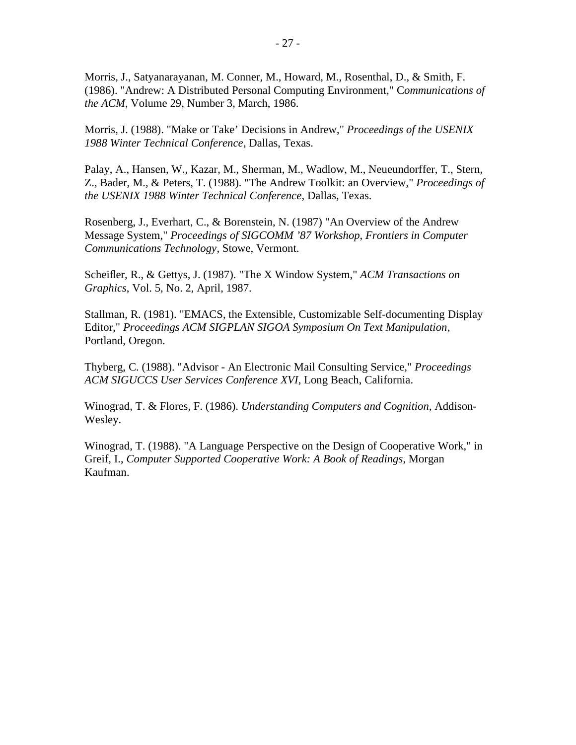Morris, J., Satyanarayanan, M. Conner, M., Howard, M., Rosenthal, D., & Smith, F. (1986). "Andrew: A Distributed Personal Computing Environment," C*ommunications of the ACM*, Volume 29, Number 3, March, 1986.

Morris, J. (1988). "Make or Take' Decisions in Andrew," *Proceedings of the USENIX 1988 Winter Technical Conference*, Dallas, Texas.

Palay, A., Hansen, W., Kazar, M., Sherman, M., Wadlow, M., Neueundorffer, T., Stern, Z., Bader, M., & Peters, T. (1988). "The Andrew Toolkit: an Overview," *Proceedings of the USENIX 1988 Winter Technical Conference*, Dallas, Texas.

Rosenberg, J., Everhart, C., & Borenstein, N. (1987) "An Overview of the Andrew Message System," *Proceedings of SIGCOMM '87 Workshop, Frontiers in Computer Communications Technology*, Stowe, Vermont.

Scheifler, R., & Gettys, J. (1987). "The X Window System," *ACM Transactions on Graphics*, Vol. 5, No. 2, April, 1987.

Stallman, R. (1981). "EMACS, the Extensible, Customizable Self-documenting Display Editor," *Proceedings ACM SIGPLAN SIGOA Symposium On Text Manipulation*, Portland, Oregon.

Thyberg, C. (1988). "Advisor - An Electronic Mail Consulting Service," *Proceedings ACM SIGUCCS User Services Conference XVI*, Long Beach, California.

Winograd, T. & Flores, F. (1986). *Understanding Computers and Cognition*, Addison-Wesley.

Winograd, T. (1988). "A Language Perspective on the Design of Cooperative Work," in Greif, I., *Computer Supported Cooperative Work: A Book of Readings*, Morgan Kaufman.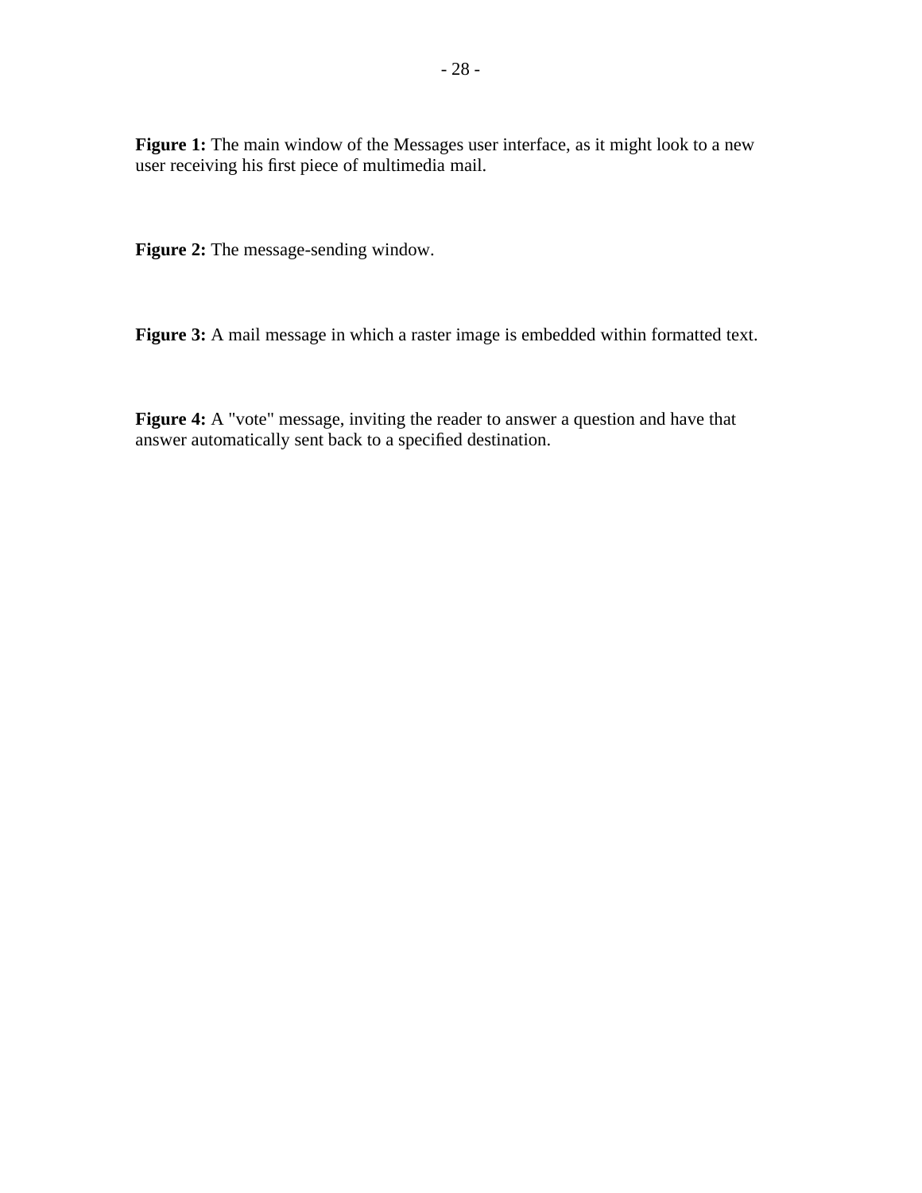**Figure 1:** The main window of the Messages user interface, as it might look to a new user receiving his first piece of multimedia mail.

**Figure 2:** The message-sending window.

**Figure 3:** A mail message in which a raster image is embedded within formatted text.

**Figure 4:** A "vote" message, inviting the reader to answer a question and have that answer automatically sent back to a specified destination.